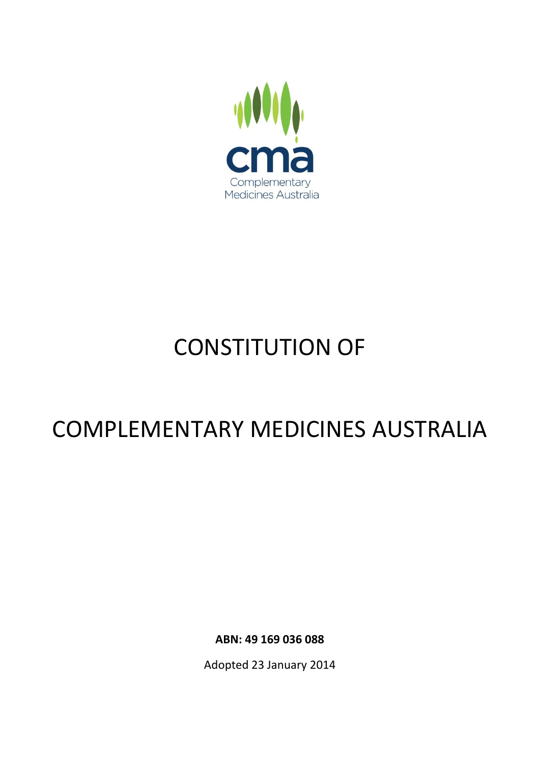cma

Complementary Medicines Australia

# CONSTITUTION OF

# COMPLEMENTARY MEDICINES AUSTRALIA

**ABN: 49 169 036 088**

Adopted 23 January 2014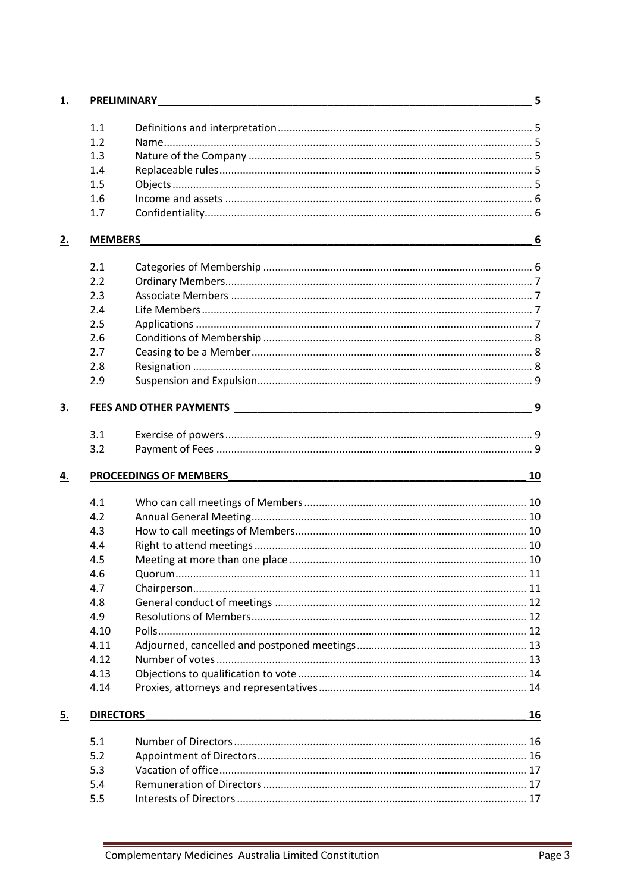**1. PRELIMINARY** 5

| | | |
|---|---|---|
| 1.1 | Definitions and interpretation | 5 |
| 1.2 | Name | 5 |
| 1.3 | Nature of the Company | 5 |
| 1.4 | Replaceable rules | 5 |
| 1.5 | Objects | 5 |
| 1.6 | Income and assets | 6 |
| 1.7 | Confidentiality | 6 |

**2. MEMBERS** 6

| | | |
|---|---|---|
| 2.1 | Categories of Membership | 6 |
| 2.2 | Ordinary Members | 7 |
| 2.3 | Associate Members | 7 |
| 2.4 | Life Members | 7 |
| 2.5 | Applications | 7 |
| 2.6 | Conditions of Membership | 8 |
| 2.7 | Ceasing to be a Member | 8 |
| 2.8 | Resignation | 8 |
| 2.9 | Suspension and Expulsion | 9 |

**3. FEES AND OTHER PAYMENTS** 9

| | | |
|---|---|---|
| 3.1 | Exercise of powers | 9 |
| 3.2 | Payment of Fees | 9 |

**4. PROCEEDINGS OF MEMBERS** 10

| | | |
|---|---|---|
| 4.1 | Who can call meetings of Members | 10 |
| 4.2 | Annual General Meeting | 10 |
| 4.3 | How to call meetings of Members | 10 |
| 4.4 | Right to attend meetings | 10 |
| 4.5 | Meeting at more than one place | 10 |
| 4.6 | Quorum | 11 |
| 4.7 | Chairperson | 11 |
| 4.8 | General conduct of meetings | 12 |
| 4.9 | Resolutions of Members | 12 |
| 4.10 | Polls | 12 |
| 4.11 | Adjourned, cancelled and postponed meetings | 13 |
| 4.12 | Number of votes | 13 |
| 4.13 | Objections to qualification to vote | 14 |
| 4.14 | Proxies, attorneys and representatives | 14 |

**5. DIRECTORS** 16

| | | |
|---|---|---|
| 5.1 | Number of Directors | 16 |
| 5.2 | Appointment of Directors | 16 |
| 5.3 | Vacation of office | 17 |
| 5.4 | Remuneration of Directors | 17 |
| 5.5 | Interests of Directors | 17 |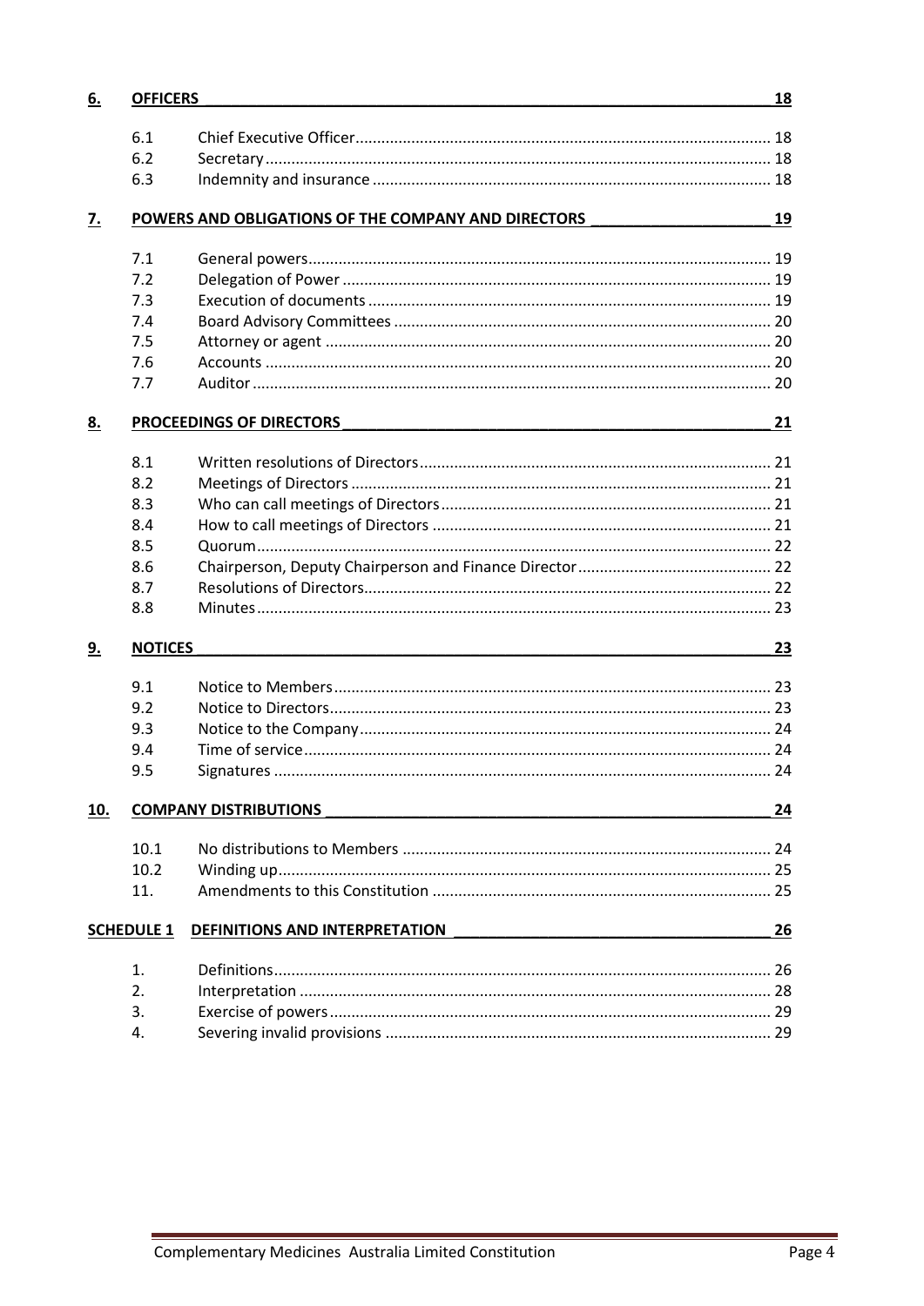| | | |
|---|---|---|
| **6.** | **OFFICERS** | **18** |
| 6.1 | Chief Executive Officer | 18 |
| 6.2 | Secretary | 18 |
| 6.3 | Indemnity and insurance | 18 |
| **7.** | **POWERS AND OBLIGATIONS OF THE COMPANY AND DIRECTORS** | **19** |
| 7.1 | General powers | 19 |
| 7.2 | Delegation of Power | 19 |
| 7.3 | Execution of documents | 19 |
| 7.4 | Board Advisory Committees | 20 |
| 7.5 | Attorney or agent | 20 |
| 7.6 | Accounts | 20 |
| 7.7 | Auditor | 20 |
| **8.** | **PROCEEDINGS OF DIRECTORS** | **21** |
| 8.1 | Written resolutions of Directors | 21 |
| 8.2 | Meetings of Directors | 21 |
| 8.3 | Who can call meetings of Directors | 21 |
| 8.4 | How to call meetings of Directors | 21 |
| 8.5 | Quorum | 22 |
| 8.6 | Chairperson, Deputy Chairperson and Finance Director | 22 |
| 8.7 | Resolutions of Directors | 22 |
| 8.8 | Minutes | 23 |
| **9.** | **NOTICES** | **23** |
| 9.1 | Notice to Members | 23 |
| 9.2 | Notice to Directors | 23 |
| 9.3 | Notice to the Company | 24 |
| 9.4 | Time of service | 24 |
| 9.5 | Signatures | 24 |
| **10.** | **COMPANY DISTRIBUTIONS** | **24** |
| 10.1 | No distributions to Members | 24 |
| 10.2 | Winding up | 25 |
| 11. | Amendments to this Constitution | 25 |
| **SCHEDULE 1** | **DEFINITIONS AND INTERPRETATION** | **26** |
| 1. | Definitions | 26 |
| 2. | Interpretation | 28 |
| 3. | Exercise of powers | 29 |
| 4. | Severing invalid provisions | 29 |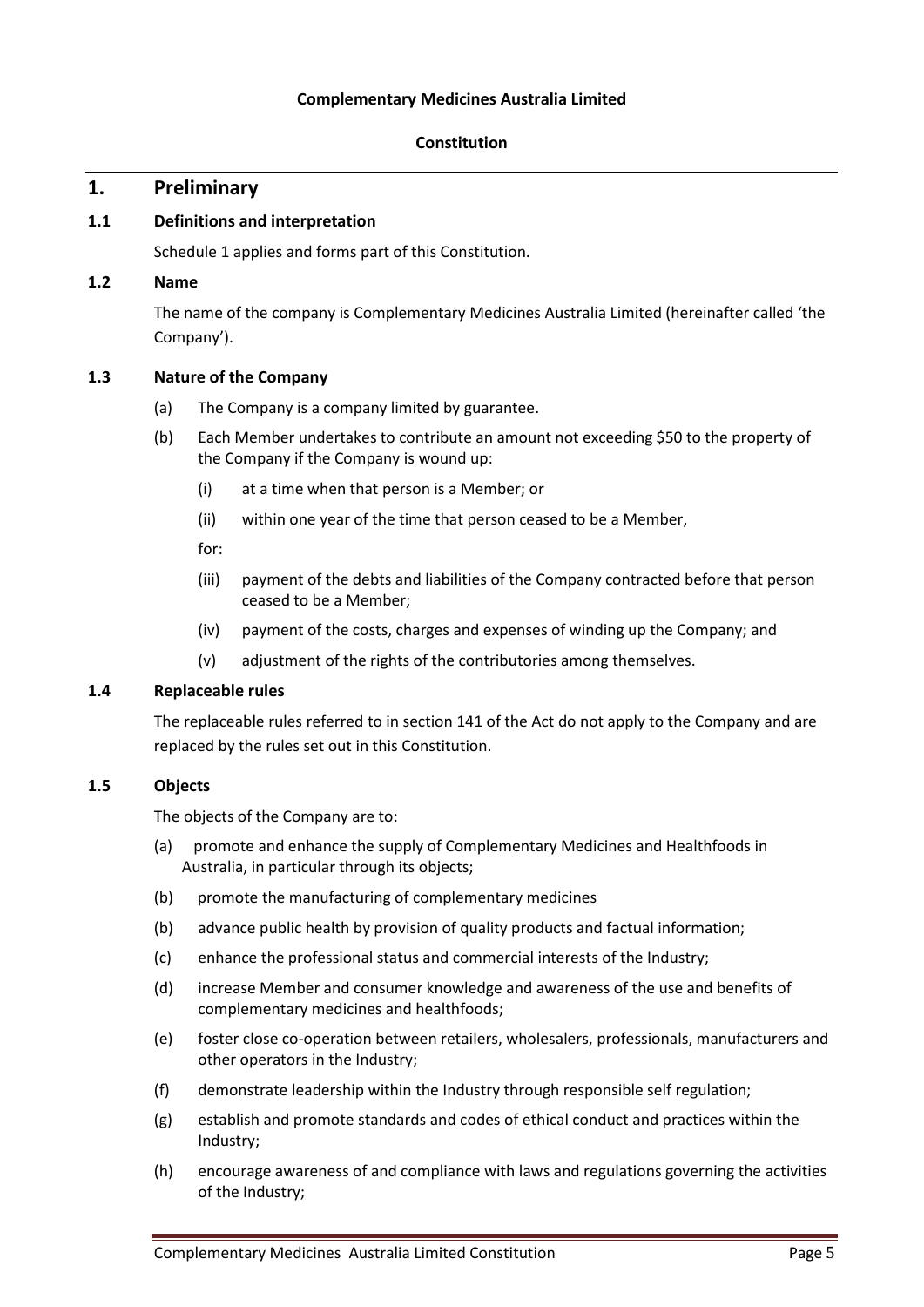**Complementary Medicines Australia Limited**

**Constitution**

# 1. Preliminary

## 1.1 Definitions and interpretation

Schedule 1 applies and forms part of this Constitution.

## 1.2 Name

The name of the company is Complementary Medicines Australia Limited (hereinafter called 'the Company').

## 1.3 Nature of the Company

(a) The Company is a company limited by guarantee.

(b) Each Member undertakes to contribute an amount not exceeding $50 to the property of the Company if the Company is wound up:

(i) at a time when that person is a Member; or

(ii) within one year of the time that person ceased to be a Member,

for:

(iii) payment of the debts and liabilities of the Company contracted before that person ceased to be a Member;

(iv) payment of the costs, charges and expenses of winding up the Company; and

(v) adjustment of the rights of the contributories among themselves.

## 1.4 Replaceable rules

The replaceable rules referred to in section 141 of the Act do not apply to the Company and are replaced by the rules set out in this Constitution.

## 1.5 Objects

The objects of the Company are to:

(a) promote and enhance the supply of Complementary Medicines and Healthfoods in Australia, in particular through its objects;

(b) promote the manufacturing of complementary medicines

(b) advance public health by provision of quality products and factual information;

(c) enhance the professional status and commercial interests of the Industry;

(d) increase Member and consumer knowledge and awareness of the use and benefits of complementary medicines and healthfoods;

(e) foster close co-operation between retailers, wholesalers, professionals, manufacturers and other operators in the Industry;

(f) demonstrate leadership within the Industry through responsible self regulation;

(g) establish and promote standards and codes of ethical conduct and practices within the Industry;

(h) encourage awareness of and compliance with laws and regulations governing the activities of the Industry;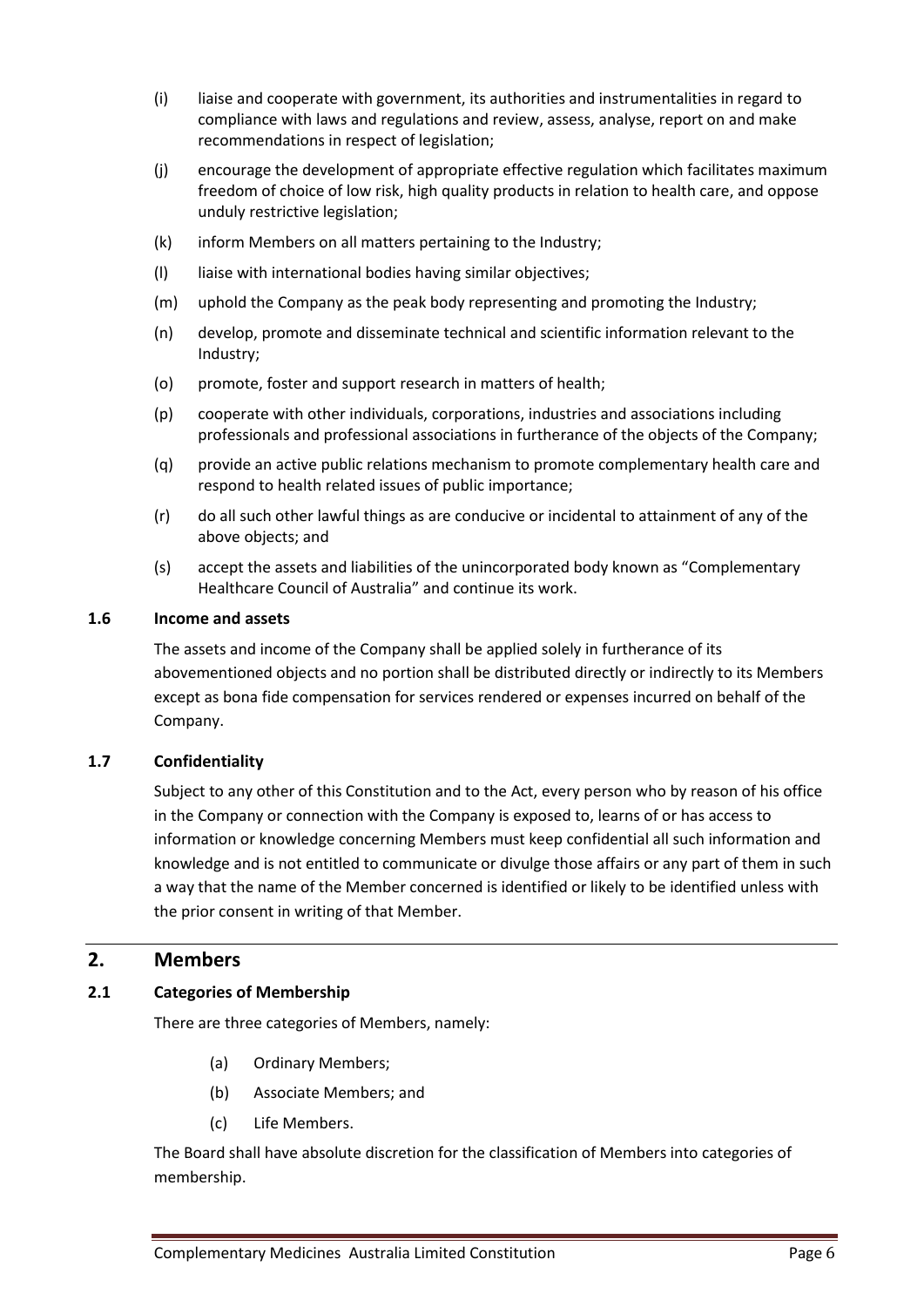(i) liaise and cooperate with government, its authorities and instrumentalities in regard to compliance with laws and regulations and review, assess, analyse, report on and make recommendations in respect of legislation;

(j) encourage the development of appropriate effective regulation which facilitates maximum freedom of choice of low risk, high quality products in relation to health care, and oppose unduly restrictive legislation;

(k) inform Members on all matters pertaining to the Industry;

(l) liaise with international bodies having similar objectives;

(m) uphold the Company as the peak body representing and promoting the Industry;

(n) develop, promote and disseminate technical and scientific information relevant to the Industry;

(o) promote, foster and support research in matters of health;

(p) cooperate with other individuals, corporations, industries and associations including professionals and professional associations in furtherance of the objects of the Company;

(q) provide an active public relations mechanism to promote complementary health care and respond to health related issues of public importance;

(r) do all such other lawful things as are conducive or incidental to attainment of any of the above objects; and

(s) accept the assets and liabilities of the unincorporated body known as "Complementary Healthcare Council of Australia" and continue its work.

### 1.6 Income and assets

The assets and income of the Company shall be applied solely in furtherance of its abovementioned objects and no portion shall be distributed directly or indirectly to its Members except as bona fide compensation for services rendered or expenses incurred on behalf of the Company.

### 1.7 Confidentiality

Subject to any other of this Constitution and to the Act, every person who by reason of his office in the Company or connection with the Company is exposed to, learns of or has access to information or knowledge concerning Members must keep confidential all such information and knowledge and is not entitled to communicate or divulge those affairs or any part of them in such a way that the name of the Member concerned is identified or likely to be identified unless with the prior consent in writing of that Member.

## 2. Members

### 2.1 Categories of Membership

There are three categories of Members, namely:

(a) Ordinary Members;

(b) Associate Members; and

(c) Life Members.

The Board shall have absolute discretion for the classification of Members into categories of membership.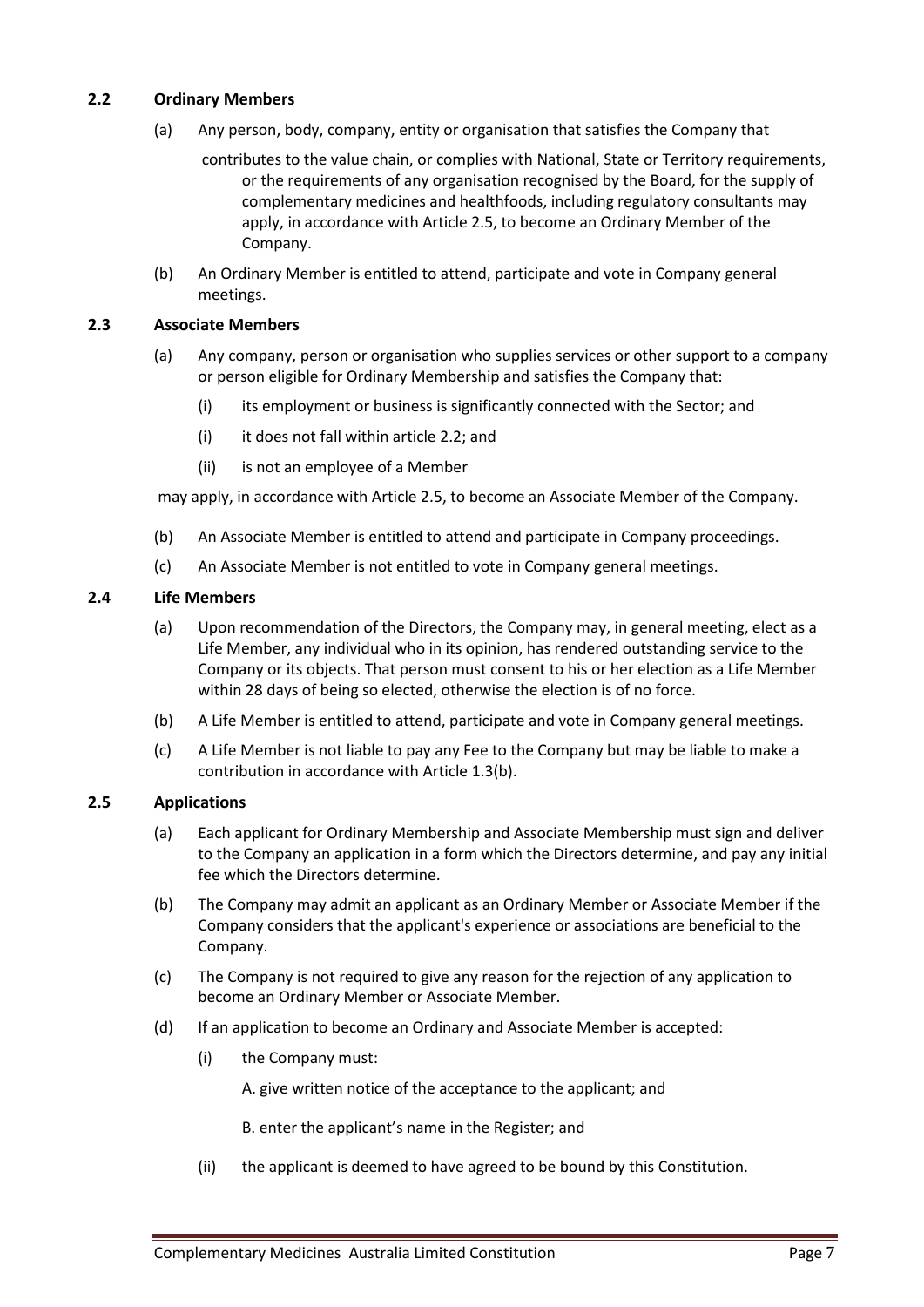### 2.2 Ordinary Members

(a) Any person, body, company, entity or organisation that satisfies the Company that

contributes to the value chain, or complies with National, State or Territory requirements, or the requirements of any organisation recognised by the Board, for the supply of complementary medicines and healthfoods, including regulatory consultants may apply, in accordance with Article 2.5, to become an Ordinary Member of the Company.

(b) An Ordinary Member is entitled to attend, participate and vote in Company general meetings.

### 2.3 Associate Members

(a) Any company, person or organisation who supplies services or other support to a company or person eligible for Ordinary Membership and satisfies the Company that:

  (i) its employment or business is significantly connected with the Sector; and

  (i) it does not fall within article 2.2; and

  (ii) is not an employee of a Member

may apply, in accordance with Article 2.5, to become an Associate Member of the Company.

(b) An Associate Member is entitled to attend and participate in Company proceedings.

(c) An Associate Member is not entitled to vote in Company general meetings.

### 2.4 Life Members

(a) Upon recommendation of the Directors, the Company may, in general meeting, elect as a Life Member, any individual who in its opinion, has rendered outstanding service to the Company or its objects. That person must consent to his or her election as a Life Member within 28 days of being so elected, otherwise the election is of no force.

(b) A Life Member is entitled to attend, participate and vote in Company general meetings.

(c) A Life Member is not liable to pay any Fee to the Company but may be liable to make a contribution in accordance with Article 1.3(b).

### 2.5 Applications

(a) Each applicant for Ordinary Membership and Associate Membership must sign and deliver to the Company an application in a form which the Directors determine, and pay any initial fee which the Directors determine.

(b) The Company may admit an applicant as an Ordinary Member or Associate Member if the Company considers that the applicant's experience or associations are beneficial to the Company.

(c) The Company is not required to give any reason for the rejection of any application to become an Ordinary Member or Associate Member.

(d) If an application to become an Ordinary and Associate Member is accepted:

  (i) the Company must:

    A. give written notice of the acceptance to the applicant; and

    B. enter the applicant's name in the Register; and

  (ii) the applicant is deemed to have agreed to be bound by this Constitution.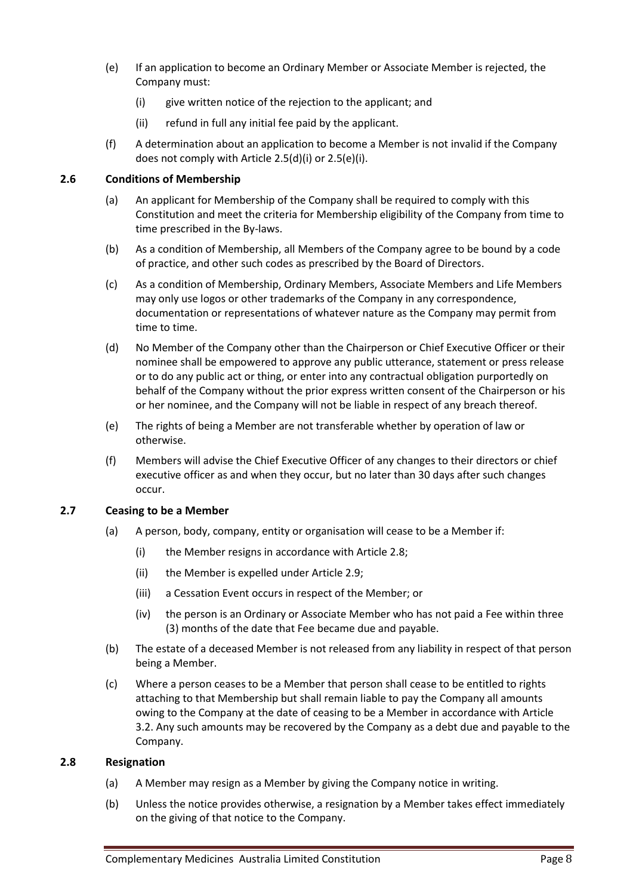(e) If an application to become an Ordinary Member or Associate Member is rejected, the Company must:

   (i) give written notice of the rejection to the applicant; and

   (ii) refund in full any initial fee paid by the applicant.

(f) A determination about an application to become a Member is not invalid if the Company does not comply with Article 2.5(d)(i) or 2.5(e)(i).

### 2.6 Conditions of Membership

(a) An applicant for Membership of the Company shall be required to comply with this Constitution and meet the criteria for Membership eligibility of the Company from time to time prescribed in the By-laws.

(b) As a condition of Membership, all Members of the Company agree to be bound by a code of practice, and other such codes as prescribed by the Board of Directors.

(c) As a condition of Membership, Ordinary Members, Associate Members and Life Members may only use logos or other trademarks of the Company in any correspondence, documentation or representations of whatever nature as the Company may permit from time to time.

(d) No Member of the Company other than the Chairperson or Chief Executive Officer or their nominee shall be empowered to approve any public utterance, statement or press release or to do any public act or thing, or enter into any contractual obligation purportedly on behalf of the Company without the prior express written consent of the Chairperson or his or her nominee, and the Company will not be liable in respect of any breach thereof.

(e) The rights of being a Member are not transferable whether by operation of law or otherwise.

(f) Members will advise the Chief Executive Officer of any changes to their directors or chief executive officer as and when they occur, but no later than 30 days after such changes occur.

### 2.7 Ceasing to be a Member

(a) A person, body, company, entity or organisation will cease to be a Member if:

   (i) the Member resigns in accordance with Article 2.8;

   (ii) the Member is expelled under Article 2.9;

   (iii) a Cessation Event occurs in respect of the Member; or

   (iv) the person is an Ordinary or Associate Member who has not paid a Fee within three (3) months of the date that Fee became due and payable.

(b) The estate of a deceased Member is not released from any liability in respect of that person being a Member.

(c) Where a person ceases to be a Member that person shall cease to be entitled to rights attaching to that Membership but shall remain liable to pay the Company all amounts owing to the Company at the date of ceasing to be a Member in accordance with Article 3.2. Any such amounts may be recovered by the Company as a debt due and payable to the Company.

### 2.8 Resignation

(a) A Member may resign as a Member by giving the Company notice in writing.

(b) Unless the notice provides otherwise, a resignation by a Member takes effect immediately on the giving of that notice to the Company.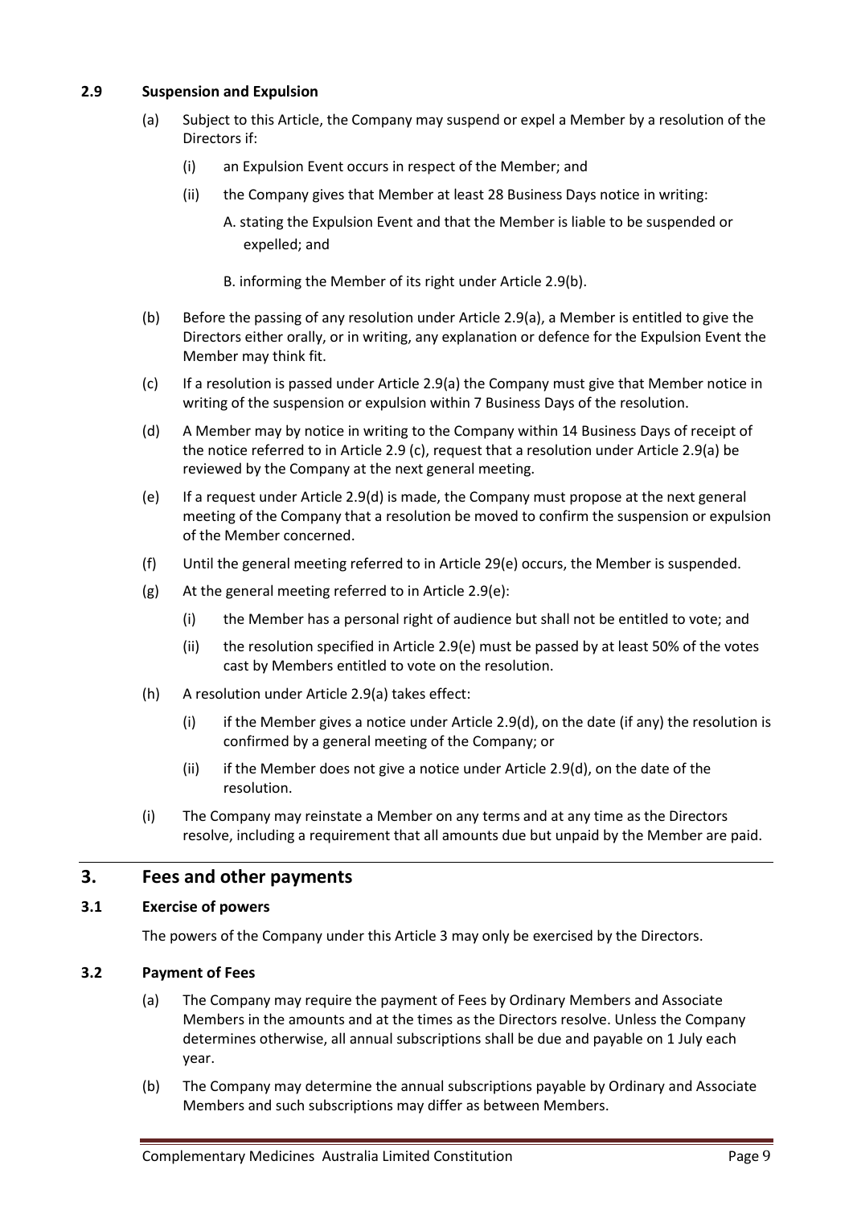### 2.9 Suspension and Expulsion

(a) Subject to this Article, the Company may suspend or expel a Member by a resolution of the Directors if:

   (i) an Expulsion Event occurs in respect of the Member; and

   (ii) the Company gives that Member at least 28 Business Days notice in writing:

      A. stating the Expulsion Event and that the Member is liable to be suspended or expelled; and

      B. informing the Member of its right under Article 2.9(b).

(b) Before the passing of any resolution under Article 2.9(a), a Member is entitled to give the Directors either orally, or in writing, any explanation or defence for the Expulsion Event the Member may think fit.

(c) If a resolution is passed under Article 2.9(a) the Company must give that Member notice in writing of the suspension or expulsion within 7 Business Days of the resolution.

(d) A Member may by notice in writing to the Company within 14 Business Days of receipt of the notice referred to in Article 2.9 (c), request that a resolution under Article 2.9(a) be reviewed by the Company at the next general meeting.

(e) If a request under Article 2.9(d) is made, the Company must propose at the next general meeting of the Company that a resolution be moved to confirm the suspension or expulsion of the Member concerned.

(f) Until the general meeting referred to in Article 29(e) occurs, the Member is suspended.

(g) At the general meeting referred to in Article 2.9(e):

   (i) the Member has a personal right of audience but shall not be entitled to vote; and

   (ii) the resolution specified in Article 2.9(e) must be passed by at least 50% of the votes cast by Members entitled to vote on the resolution.

(h) A resolution under Article 2.9(a) takes effect:

   (i) if the Member gives a notice under Article 2.9(d), on the date (if any) the resolution is confirmed by a general meeting of the Company; or

   (ii) if the Member does not give a notice under Article 2.9(d), on the date of the resolution.

(i) The Company may reinstate a Member on any terms and at any time as the Directors resolve, including a requirement that all amounts due but unpaid by the Member are paid.

## 3. Fees and other payments

### 3.1 Exercise of powers

The powers of the Company under this Article 3 may only be exercised by the Directors.

### 3.2 Payment of Fees

(a) The Company may require the payment of Fees by Ordinary Members and Associate Members in the amounts and at the times as the Directors resolve. Unless the Company determines otherwise, all annual subscriptions shall be due and payable on 1 July each year.

(b) The Company may determine the annual subscriptions payable by Ordinary and Associate Members and such subscriptions may differ as between Members.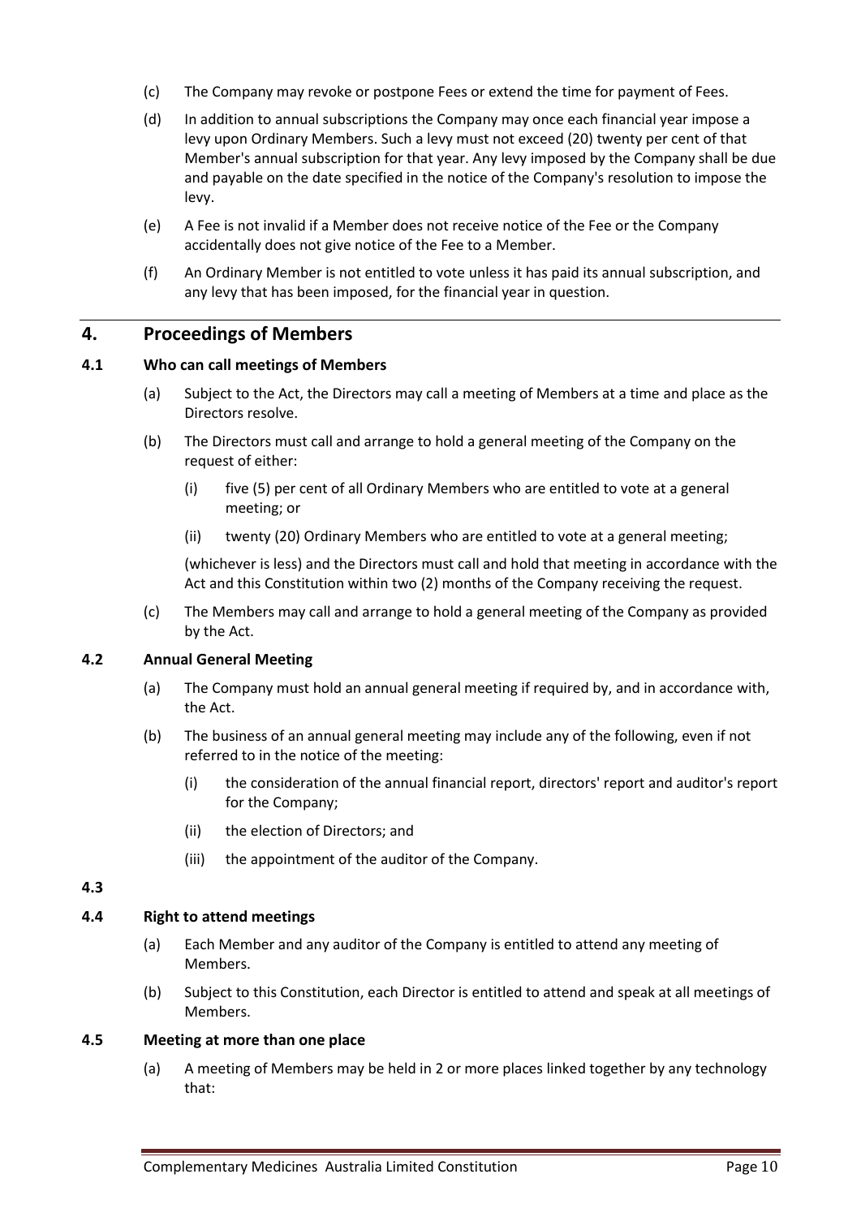(c) The Company may revoke or postpone Fees or extend the time for payment of Fees.

(d) In addition to annual subscriptions the Company may once each financial year impose a levy upon Ordinary Members. Such a levy must not exceed (20) twenty per cent of that Member's annual subscription for that year. Any levy imposed by the Company shall be due and payable on the date specified in the notice of the Company's resolution to impose the levy.

(e) A Fee is not invalid if a Member does not receive notice of the Fee or the Company accidentally does not give notice of the Fee to a Member.

(f) An Ordinary Member is not entitled to vote unless it has paid its annual subscription, and any levy that has been imposed, for the financial year in question.

## 4. Proceedings of Members

### 4.1 Who can call meetings of Members

(a) Subject to the Act, the Directors may call a meeting of Members at a time and place as the Directors resolve.

(b) The Directors must call and arrange to hold a general meeting of the Company on the request of either:

(i) five (5) per cent of all Ordinary Members who are entitled to vote at a general meeting; or

(ii) twenty (20) Ordinary Members who are entitled to vote at a general meeting;

(whichever is less) and the Directors must call and hold that meeting in accordance with the Act and this Constitution within two (2) months of the Company receiving the request.

(c) The Members may call and arrange to hold a general meeting of the Company as provided by the Act.

### 4.2 Annual General Meeting

(a) The Company must hold an annual general meeting if required by, and in accordance with, the Act.

(b) The business of an annual general meeting may include any of the following, even if not referred to in the notice of the meeting:

(i) the consideration of the annual financial report, directors' report and auditor's report for the Company;

(ii) the election of Directors; and

(iii) the appointment of the auditor of the Company.

### 4.3

### 4.4 Right to attend meetings

(a) Each Member and any auditor of the Company is entitled to attend any meeting of Members.

(b) Subject to this Constitution, each Director is entitled to attend and speak at all meetings of Members.

### 4.5 Meeting at more than one place

(a) A meeting of Members may be held in 2 or more places linked together by any technology that: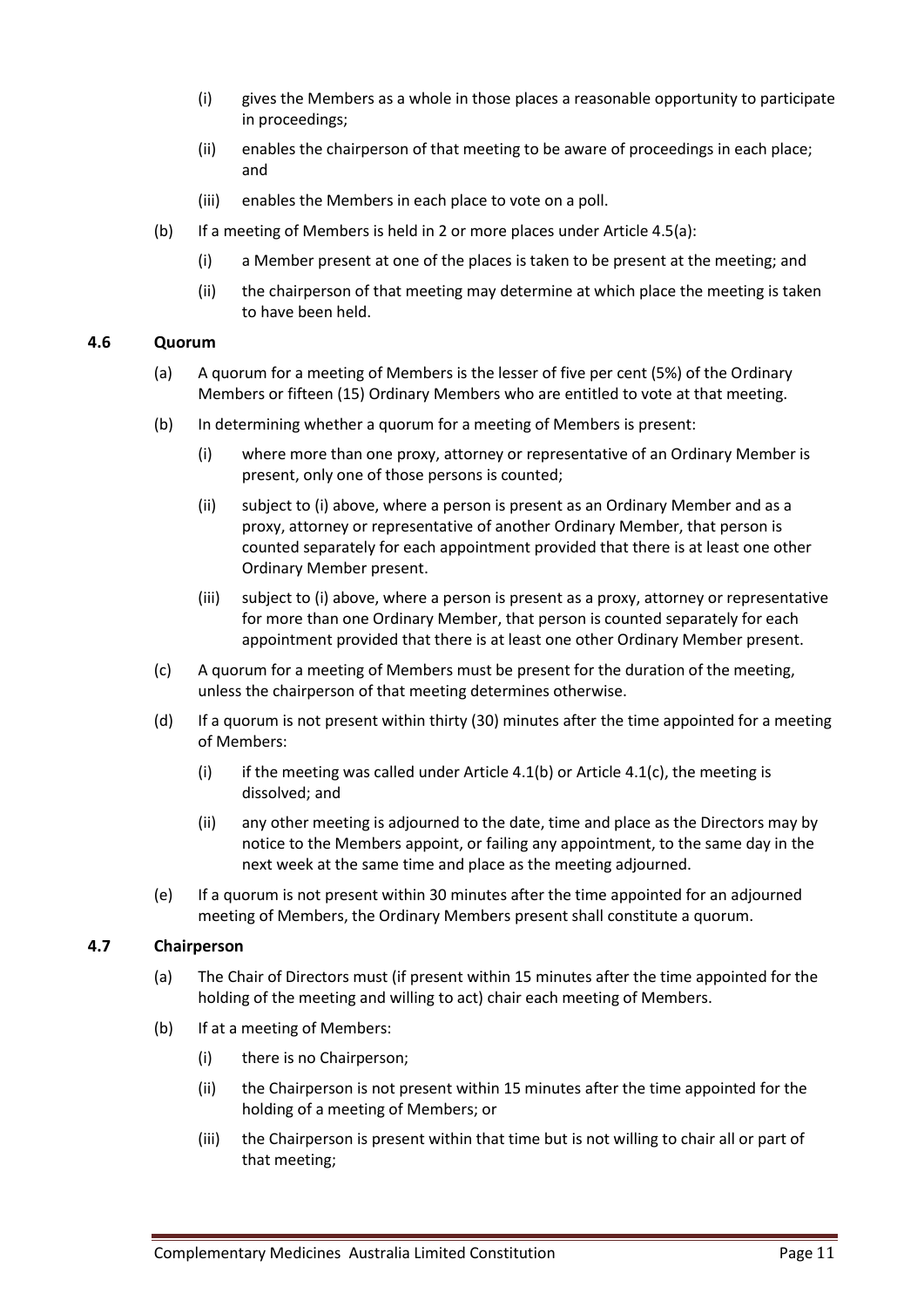(i) gives the Members as a whole in those places a reasonable opportunity to participate in proceedings;

(ii) enables the chairperson of that meeting to be aware of proceedings in each place; and

(iii) enables the Members in each place to vote on a poll.

(b) If a meeting of Members is held in 2 or more places under Article 4.5(a):

(i) a Member present at one of the places is taken to be present at the meeting; and

(ii) the chairperson of that meeting may determine at which place the meeting is taken to have been held.

### 4.6 Quorum

(a) A quorum for a meeting of Members is the lesser of five per cent (5%) of the Ordinary Members or fifteen (15) Ordinary Members who are entitled to vote at that meeting.

(b) In determining whether a quorum for a meeting of Members is present:

(i) where more than one proxy, attorney or representative of an Ordinary Member is present, only one of those persons is counted;

(ii) subject to (i) above, where a person is present as an Ordinary Member and as a proxy, attorney or representative of another Ordinary Member, that person is counted separately for each appointment provided that there is at least one other Ordinary Member present.

(iii) subject to (i) above, where a person is present as a proxy, attorney or representative for more than one Ordinary Member, that person is counted separately for each appointment provided that there is at least one other Ordinary Member present.

(c) A quorum for a meeting of Members must be present for the duration of the meeting, unless the chairperson of that meeting determines otherwise.

(d) If a quorum is not present within thirty (30) minutes after the time appointed for a meeting of Members:

(i) if the meeting was called under Article 4.1(b) or Article 4.1(c), the meeting is dissolved; and

(ii) any other meeting is adjourned to the date, time and place as the Directors may by notice to the Members appoint, or failing any appointment, to the same day in the next week at the same time and place as the meeting adjourned.

(e) If a quorum is not present within 30 minutes after the time appointed for an adjourned meeting of Members, the Ordinary Members present shall constitute a quorum.

### 4.7 Chairperson

(a) The Chair of Directors must (if present within 15 minutes after the time appointed for the holding of the meeting and willing to act) chair each meeting of Members.

(b) If at a meeting of Members:

(i) there is no Chairperson;

(ii) the Chairperson is not present within 15 minutes after the time appointed for the holding of a meeting of Members; or

(iii) the Chairperson is present within that time but is not willing to chair all or part of that meeting;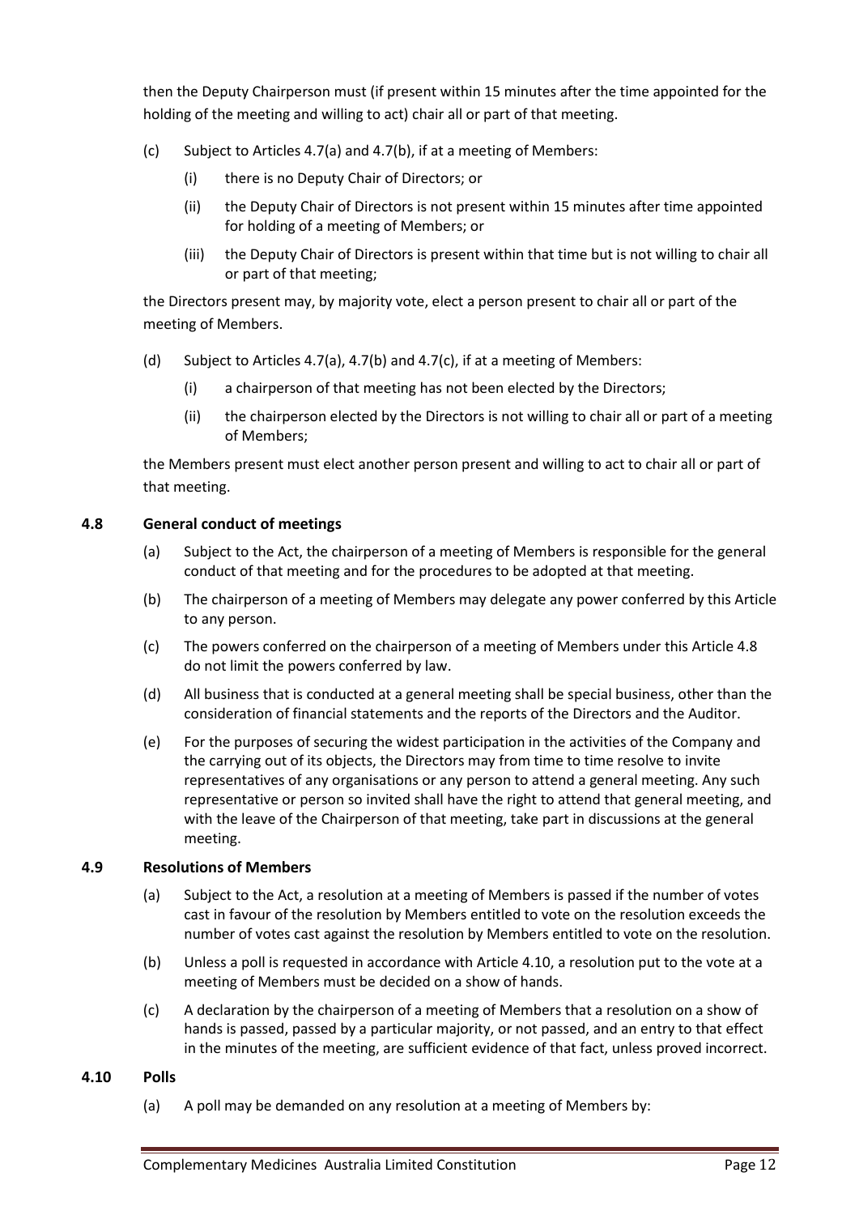then the Deputy Chairperson must (if present within 15 minutes after the time appointed for the holding of the meeting and willing to act) chair all or part of that meeting.

(c) Subject to Articles 4.7(a) and 4.7(b), if at a meeting of Members:

(i) there is no Deputy Chair of Directors; or

(ii) the Deputy Chair of Directors is not present within 15 minutes after time appointed for holding of a meeting of Members; or

(iii) the Deputy Chair of Directors is present within that time but is not willing to chair all or part of that meeting;

the Directors present may, by majority vote, elect a person present to chair all or part of the meeting of Members.

(d) Subject to Articles 4.7(a), 4.7(b) and 4.7(c), if at a meeting of Members:

(i) a chairperson of that meeting has not been elected by the Directors;

(ii) the chairperson elected by the Directors is not willing to chair all or part of a meeting of Members;

the Members present must elect another person present and willing to act to chair all or part of that meeting.

### 4.8 General conduct of meetings

(a) Subject to the Act, the chairperson of a meeting of Members is responsible for the general conduct of that meeting and for the procedures to be adopted at that meeting.

(b) The chairperson of a meeting of Members may delegate any power conferred by this Article to any person.

(c) The powers conferred on the chairperson of a meeting of Members under this Article 4.8 do not limit the powers conferred by law.

(d) All business that is conducted at a general meeting shall be special business, other than the consideration of financial statements and the reports of the Directors and the Auditor.

(e) For the purposes of securing the widest participation in the activities of the Company and the carrying out of its objects, the Directors may from time to time resolve to invite representatives of any organisations or any person to attend a general meeting. Any such representative or person so invited shall have the right to attend that general meeting, and with the leave of the Chairperson of that meeting, take part in discussions at the general meeting.

### 4.9 Resolutions of Members

(a) Subject to the Act, a resolution at a meeting of Members is passed if the number of votes cast in favour of the resolution by Members entitled to vote on the resolution exceeds the number of votes cast against the resolution by Members entitled to vote on the resolution.

(b) Unless a poll is requested in accordance with Article 4.10, a resolution put to the vote at a meeting of Members must be decided on a show of hands.

(c) A declaration by the chairperson of a meeting of Members that a resolution on a show of hands is passed, passed by a particular majority, or not passed, and an entry to that effect in the minutes of the meeting, are sufficient evidence of that fact, unless proved incorrect.

### 4.10 Polls

(a) A poll may be demanded on any resolution at a meeting of Members by: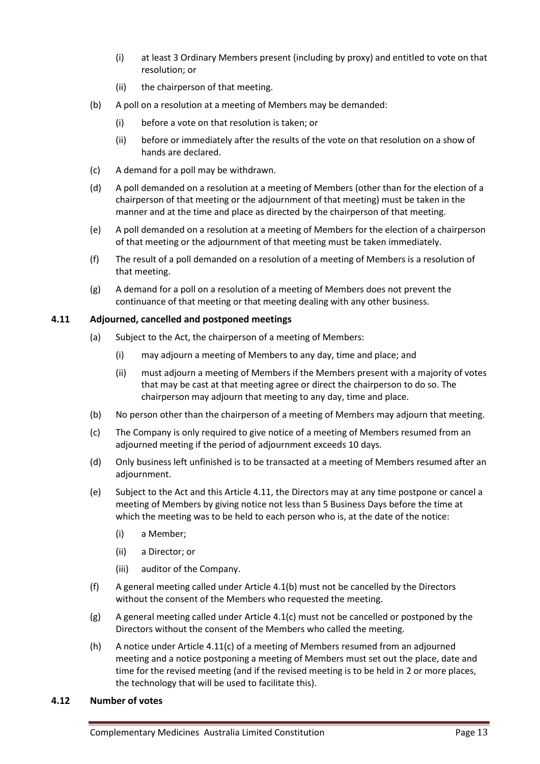(i) at least 3 Ordinary Members present (including by proxy) and entitled to vote on that resolution; or

(ii) the chairperson of that meeting.

(b) A poll on a resolution at a meeting of Members may be demanded:

(i) before a vote on that resolution is taken; or

(ii) before or immediately after the results of the vote on that resolution on a show of hands are declared.

(c) A demand for a poll may be withdrawn.

(d) A poll demanded on a resolution at a meeting of Members (other than for the election of a chairperson of that meeting or the adjournment of that meeting) must be taken in the manner and at the time and place as directed by the chairperson of that meeting.

(e) A poll demanded on a resolution at a meeting of Members for the election of a chairperson of that meeting or the adjournment of that meeting must be taken immediately.

(f) The result of a poll demanded on a resolution of a meeting of Members is a resolution of that meeting.

(g) A demand for a poll on a resolution of a meeting of Members does not prevent the continuance of that meeting or that meeting dealing with any other business.

### 4.11 Adjourned, cancelled and postponed meetings

(a) Subject to the Act, the chairperson of a meeting of Members:

(i) may adjourn a meeting of Members to any day, time and place; and

(ii) must adjourn a meeting of Members if the Members present with a majority of votes that may be cast at that meeting agree or direct the chairperson to do so. The chairperson may adjourn that meeting to any day, time and place.

(b) No person other than the chairperson of a meeting of Members may adjourn that meeting.

(c) The Company is only required to give notice of a meeting of Members resumed from an adjourned meeting if the period of adjournment exceeds 10 days.

(d) Only business left unfinished is to be transacted at a meeting of Members resumed after an adjournment.

(e) Subject to the Act and this Article 4.11, the Directors may at any time postpone or cancel a meeting of Members by giving notice not less than 5 Business Days before the time at which the meeting was to be held to each person who is, at the date of the notice:

(i) a Member;

(ii) a Director; or

(iii) auditor of the Company.

(f) A general meeting called under Article 4.1(b) must not be cancelled by the Directors without the consent of the Members who requested the meeting.

(g) A general meeting called under Article 4.1(c) must not be cancelled or postponed by the Directors without the consent of the Members who called the meeting.

(h) A notice under Article 4.11(c) of a meeting of Members resumed from an adjourned meeting and a notice postponing a meeting of Members must set out the place, date and time for the revised meeting (and if the revised meeting is to be held in 2 or more places, the technology that will be used to facilitate this).

### 4.12 Number of votes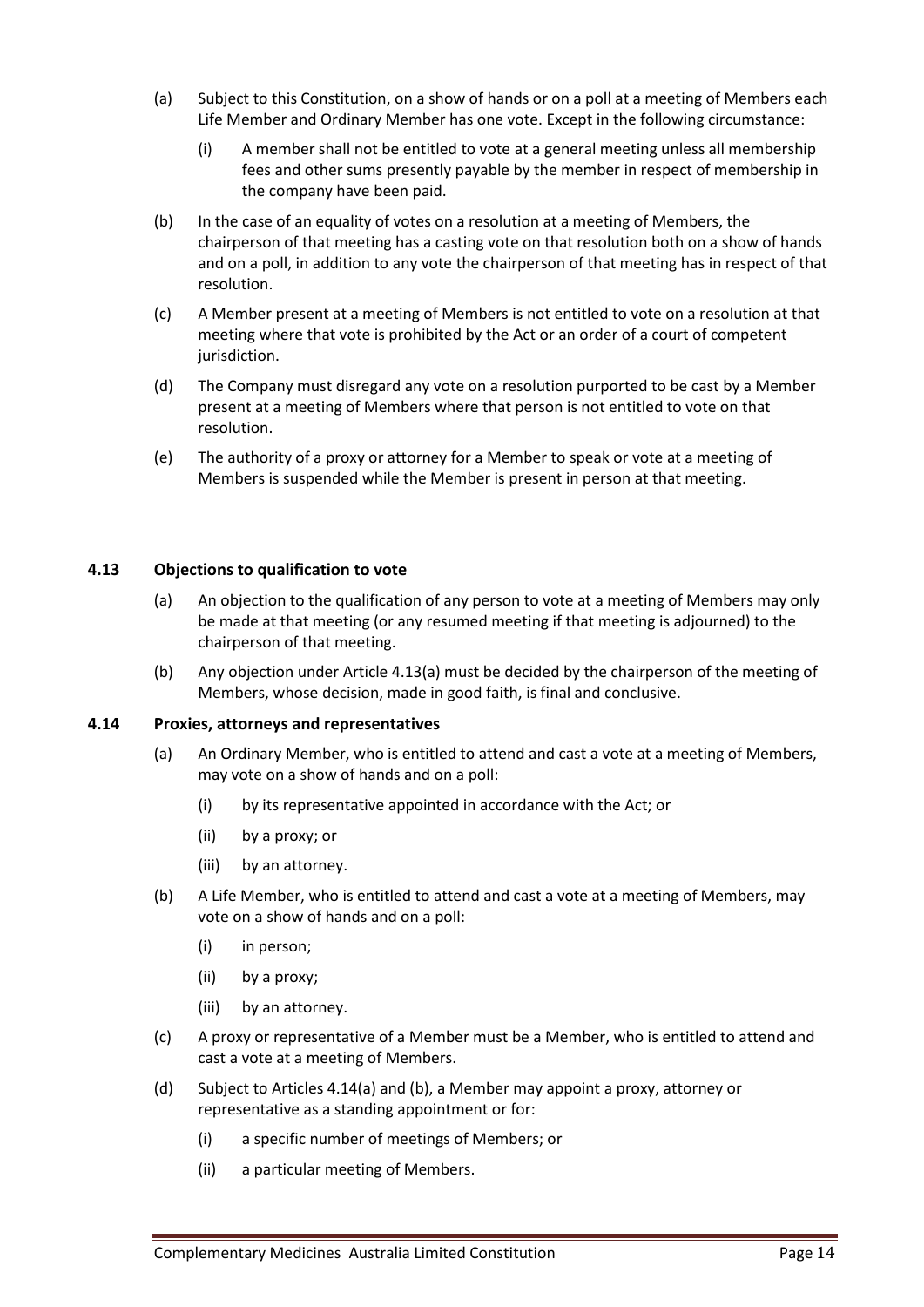(a) Subject to this Constitution, on a show of hands or on a poll at a meeting of Members each Life Member and Ordinary Member has one vote. Except in the following circumstance:

   (i) A member shall not be entitled to vote at a general meeting unless all membership fees and other sums presently payable by the member in respect of membership in the company have been paid.

(b) In the case of an equality of votes on a resolution at a meeting of Members, the chairperson of that meeting has a casting vote on that resolution both on a show of hands and on a poll, in addition to any vote the chairperson of that meeting has in respect of that resolution.

(c) A Member present at a meeting of Members is not entitled to vote on a resolution at that meeting where that vote is prohibited by the Act or an order of a court of competent jurisdiction.

(d) The Company must disregard any vote on a resolution purported to be cast by a Member present at a meeting of Members where that person is not entitled to vote on that resolution.

(e) The authority of a proxy or attorney for a Member to speak or vote at a meeting of Members is suspended while the Member is present in person at that meeting.

### 4.13 Objections to qualification to vote

(a) An objection to the qualification of any person to vote at a meeting of Members may only be made at that meeting (or any resumed meeting if that meeting is adjourned) to the chairperson of that meeting.

(b) Any objection under Article 4.13(a) must be decided by the chairperson of the meeting of Members, whose decision, made in good faith, is final and conclusive.

### 4.14 Proxies, attorneys and representatives

(a) An Ordinary Member, who is entitled to attend and cast a vote at a meeting of Members, may vote on a show of hands and on a poll:

   (i) by its representative appointed in accordance with the Act; or

   (ii) by a proxy; or

   (iii) by an attorney.

(b) A Life Member, who is entitled to attend and cast a vote at a meeting of Members, may vote on a show of hands and on a poll:

   (i) in person;

   (ii) by a proxy;

   (iii) by an attorney.

(c) A proxy or representative of a Member must be a Member, who is entitled to attend and cast a vote at a meeting of Members.

(d) Subject to Articles 4.14(a) and (b), a Member may appoint a proxy, attorney or representative as a standing appointment or for:

   (i) a specific number of meetings of Members; or

   (ii) a particular meeting of Members.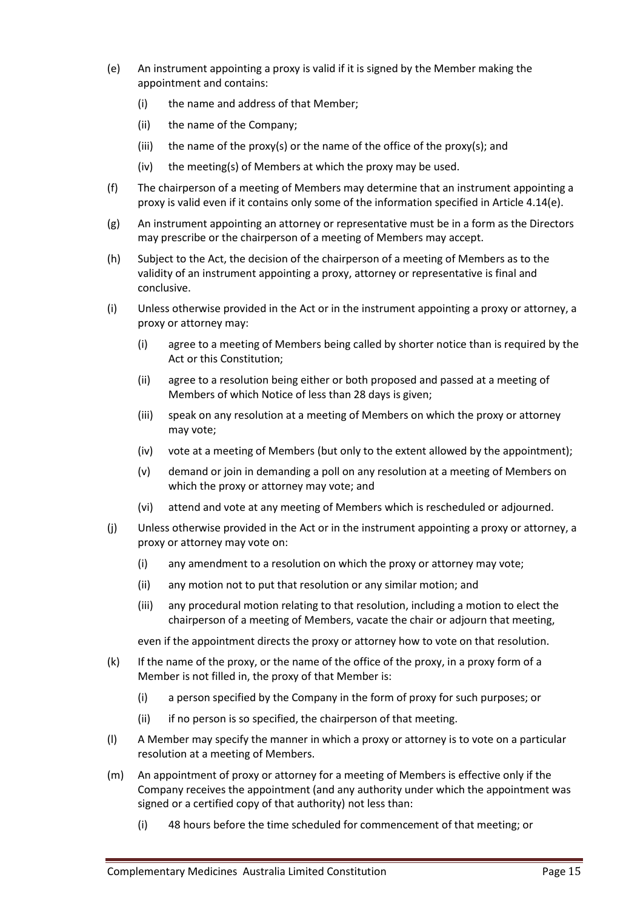(e) An instrument appointing a proxy is valid if it is signed by the Member making the appointment and contains:

  (i) the name and address of that Member;

  (ii) the name of the Company;

  (iii) the name of the proxy(s) or the name of the office of the proxy(s); and

  (iv) the meeting(s) of Members at which the proxy may be used.

(f) The chairperson of a meeting of Members may determine that an instrument appointing a proxy is valid even if it contains only some of the information specified in Article 4.14(e).

(g) An instrument appointing an attorney or representative must be in a form as the Directors may prescribe or the chairperson of a meeting of Members may accept.

(h) Subject to the Act, the decision of the chairperson of a meeting of Members as to the validity of an instrument appointing a proxy, attorney or representative is final and conclusive.

(i) Unless otherwise provided in the Act or in the instrument appointing a proxy or attorney, a proxy or attorney may:

  (i) agree to a meeting of Members being called by shorter notice than is required by the Act or this Constitution;

  (ii) agree to a resolution being either or both proposed and passed at a meeting of Members of which Notice of less than 28 days is given;

  (iii) speak on any resolution at a meeting of Members on which the proxy or attorney may vote;

  (iv) vote at a meeting of Members (but only to the extent allowed by the appointment);

  (v) demand or join in demanding a poll on any resolution at a meeting of Members on which the proxy or attorney may vote; and

  (vi) attend and vote at any meeting of Members which is rescheduled or adjourned.

(j) Unless otherwise provided in the Act or in the instrument appointing a proxy or attorney, a proxy or attorney may vote on:

  (i) any amendment to a resolution on which the proxy or attorney may vote;

  (ii) any motion not to put that resolution or any similar motion; and

  (iii) any procedural motion relating to that resolution, including a motion to elect the chairperson of a meeting of Members, vacate the chair or adjourn that meeting,

  even if the appointment directs the proxy or attorney how to vote on that resolution.

(k) If the name of the proxy, or the name of the office of the proxy, in a proxy form of a Member is not filled in, the proxy of that Member is:

  (i) a person specified by the Company in the form of proxy for such purposes; or

  (ii) if no person is so specified, the chairperson of that meeting.

(l) A Member may specify the manner in which a proxy or attorney is to vote on a particular resolution at a meeting of Members.

(m) An appointment of proxy or attorney for a meeting of Members is effective only if the Company receives the appointment (and any authority under which the appointment was signed or a certified copy of that authority) not less than:

  (i) 48 hours before the time scheduled for commencement of that meeting; or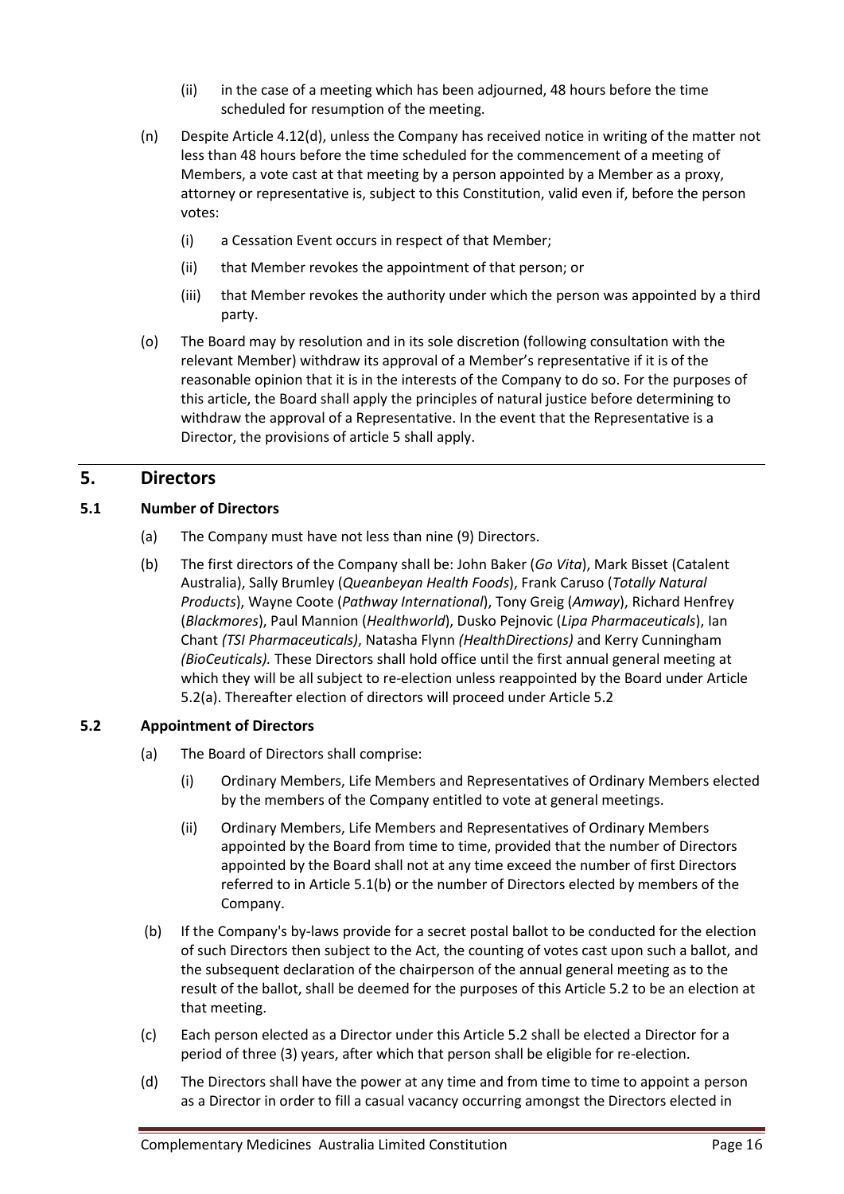(ii) in the case of a meeting which has been adjourned, 48 hours before the time scheduled for resumption of the meeting.

(n) Despite Article 4.12(d), unless the Company has received notice in writing of the matter not less than 48 hours before the time scheduled for the commencement of a meeting of Members, a vote cast at that meeting by a person appointed by a Member as a proxy, attorney or representative is, subject to this Constitution, valid even if, before the person votes:

(i) a Cessation Event occurs in respect of that Member;

(ii) that Member revokes the appointment of that person; or

(iii) that Member revokes the authority under which the person was appointed by a third party.

(o) The Board may by resolution and in its sole discretion (following consultation with the relevant Member) withdraw its approval of a Member's representative if it is of the reasonable opinion that it is in the interests of the Company to do so. For the purposes of this article, the Board shall apply the principles of natural justice before determining to withdraw the approval of a Representative. In the event that the Representative is a Director, the provisions of article 5 shall apply.

## 5. Directors

### 5.1 Number of Directors

(a) The Company must have not less than nine (9) Directors.

(b) The first directors of the Company shall be: John Baker (*Go Vita*), Mark Bisset (Catalent Australia), Sally Brumley (*Queanbeyan Health Foods*), Frank Caruso (*Totally Natural Products*), Wayne Coote (*Pathway International*), Tony Greig (*Amway*), Richard Henfrey (*Blackmores*), Paul Mannion (*Healthworld*), Dusko Pejnovic (*Lipa Pharmaceuticals*), Ian Chant *(TSI Pharmaceuticals)*, Natasha Flynn *(HealthDirections)* and Kerry Cunningham *(BioCeuticals).* These Directors shall hold office until the first annual general meeting at which they will be all subject to re-election unless reappointed by the Board under Article 5.2(a). Thereafter election of directors will proceed under Article 5.2

### 5.2 Appointment of Directors

(a) The Board of Directors shall comprise:

(i) Ordinary Members, Life Members and Representatives of Ordinary Members elected by the members of the Company entitled to vote at general meetings.

(ii) Ordinary Members, Life Members and Representatives of Ordinary Members appointed by the Board from time to time, provided that the number of Directors appointed by the Board shall not at any time exceed the number of first Directors referred to in Article 5.1(b) or the number of Directors elected by members of the Company.

(b) If the Company's by-laws provide for a secret postal ballot to be conducted for the election of such Directors then subject to the Act, the counting of votes cast upon such a ballot, and the subsequent declaration of the chairperson of the annual general meeting as to the result of the ballot, shall be deemed for the purposes of this Article 5.2 to be an election at that meeting.

(c) Each person elected as a Director under this Article 5.2 shall be elected a Director for a period of three (3) years, after which that person shall be eligible for re-election.

(d) The Directors shall have the power at any time and from time to time to appoint a person as a Director in order to fill a casual vacancy occurring amongst the Directors elected in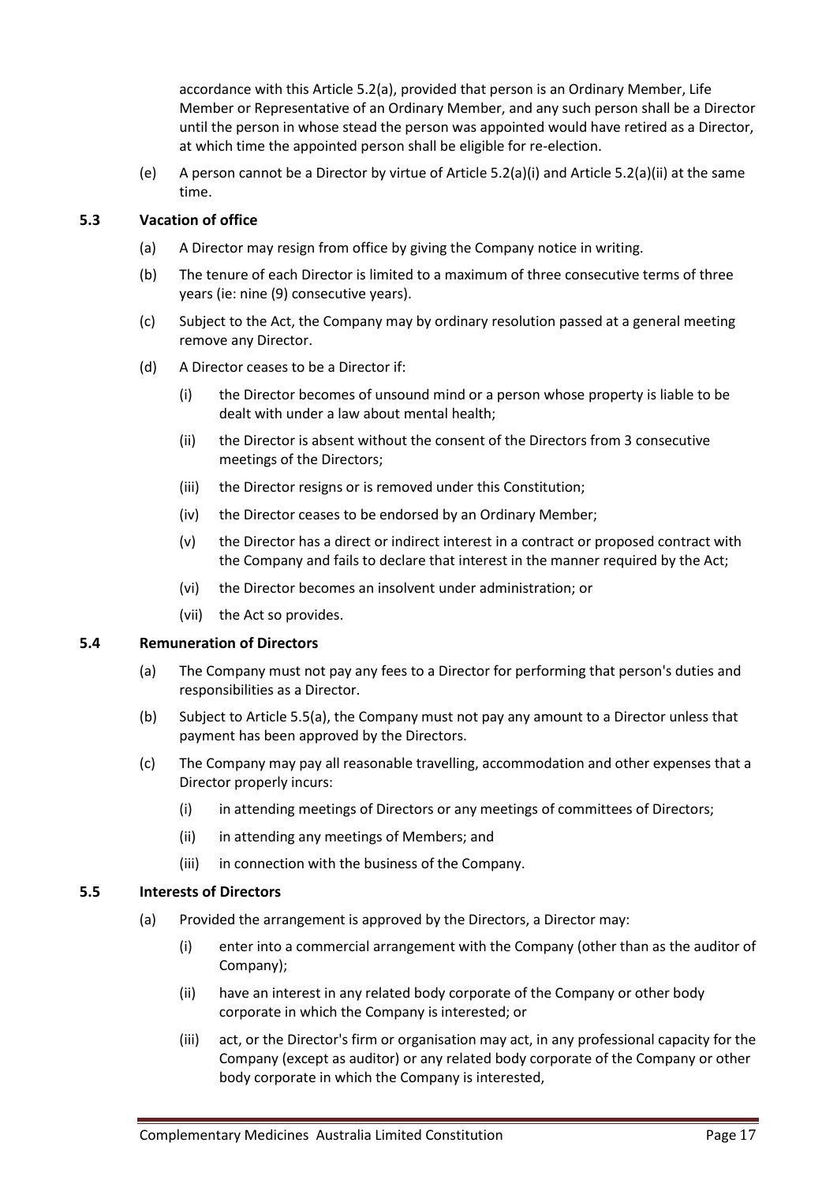accordance with this Article 5.2(a), provided that person is an Ordinary Member, Life Member or Representative of an Ordinary Member, and any such person shall be a Director until the person in whose stead the person was appointed would have retired as a Director, at which time the appointed person shall be eligible for re-election.

(e) A person cannot be a Director by virtue of Article 5.2(a)(i) and Article 5.2(a)(ii) at the same time.

### 5.3 Vacation of office

(a) A Director may resign from office by giving the Company notice in writing.

(b) The tenure of each Director is limited to a maximum of three consecutive terms of three years (ie: nine (9) consecutive years).

(c) Subject to the Act, the Company may by ordinary resolution passed at a general meeting remove any Director.

(d) A Director ceases to be a Director if:

(i) the Director becomes of unsound mind or a person whose property is liable to be dealt with under a law about mental health;

(ii) the Director is absent without the consent of the Directors from 3 consecutive meetings of the Directors;

(iii) the Director resigns or is removed under this Constitution;

(iv) the Director ceases to be endorsed by an Ordinary Member;

(v) the Director has a direct or indirect interest in a contract or proposed contract with the Company and fails to declare that interest in the manner required by the Act;

(vi) the Director becomes an insolvent under administration; or

(vii) the Act so provides.

### 5.4 Remuneration of Directors

(a) The Company must not pay any fees to a Director for performing that person's duties and responsibilities as a Director.

(b) Subject to Article 5.5(a), the Company must not pay any amount to a Director unless that payment has been approved by the Directors.

(c) The Company may pay all reasonable travelling, accommodation and other expenses that a Director properly incurs:

(i) in attending meetings of Directors or any meetings of committees of Directors;

(ii) in attending any meetings of Members; and

(iii) in connection with the business of the Company.

### 5.5 Interests of Directors

(a) Provided the arrangement is approved by the Directors, a Director may:

(i) enter into a commercial arrangement with the Company (other than as the auditor of Company);

(ii) have an interest in any related body corporate of the Company or other body corporate in which the Company is interested; or

(iii) act, or the Director's firm or organisation may act, in any professional capacity for the Company (except as auditor) or any related body corporate of the Company or other body corporate in which the Company is interested,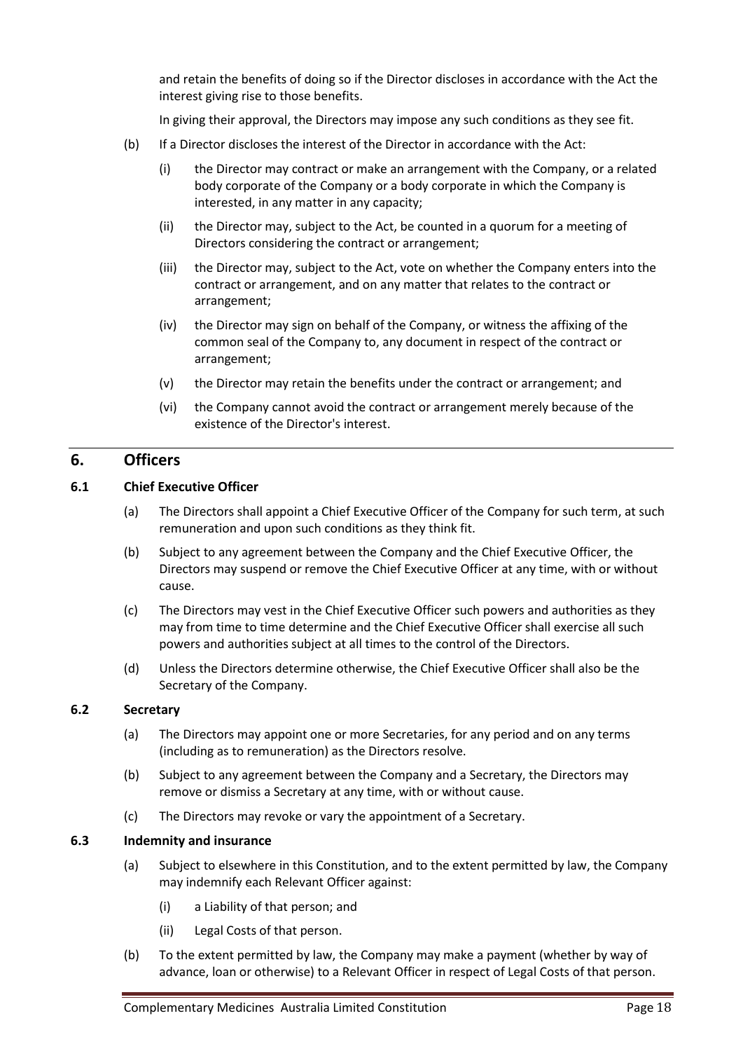and retain the benefits of doing so if the Director discloses in accordance with the Act the interest giving rise to those benefits.

In giving their approval, the Directors may impose any such conditions as they see fit.

(b) If a Director discloses the interest of the Director in accordance with the Act:

(i) the Director may contract or make an arrangement with the Company, or a related body corporate of the Company or a body corporate in which the Company is interested, in any matter in any capacity;

(ii) the Director may, subject to the Act, be counted in a quorum for a meeting of Directors considering the contract or arrangement;

(iii) the Director may, subject to the Act, vote on whether the Company enters into the contract or arrangement, and on any matter that relates to the contract or arrangement;

(iv) the Director may sign on behalf of the Company, or witness the affixing of the common seal of the Company to, any document in respect of the contract or arrangement;

(v) the Director may retain the benefits under the contract or arrangement; and

(vi) the Company cannot avoid the contract or arrangement merely because of the existence of the Director's interest.

## 6. Officers

### 6.1 Chief Executive Officer

(a) The Directors shall appoint a Chief Executive Officer of the Company for such term, at such remuneration and upon such conditions as they think fit.

(b) Subject to any agreement between the Company and the Chief Executive Officer, the Directors may suspend or remove the Chief Executive Officer at any time, with or without cause.

(c) The Directors may vest in the Chief Executive Officer such powers and authorities as they may from time to time determine and the Chief Executive Officer shall exercise all such powers and authorities subject at all times to the control of the Directors.

(d) Unless the Directors determine otherwise, the Chief Executive Officer shall also be the Secretary of the Company.

### 6.2 Secretary

(a) The Directors may appoint one or more Secretaries, for any period and on any terms (including as to remuneration) as the Directors resolve.

(b) Subject to any agreement between the Company and a Secretary, the Directors may remove or dismiss a Secretary at any time, with or without cause.

(c) The Directors may revoke or vary the appointment of a Secretary.

### 6.3 Indemnity and insurance

(a) Subject to elsewhere in this Constitution, and to the extent permitted by law, the Company may indemnify each Relevant Officer against:

(i) a Liability of that person; and

(ii) Legal Costs of that person.

(b) To the extent permitted by law, the Company may make a payment (whether by way of advance, loan or otherwise) to a Relevant Officer in respect of Legal Costs of that person.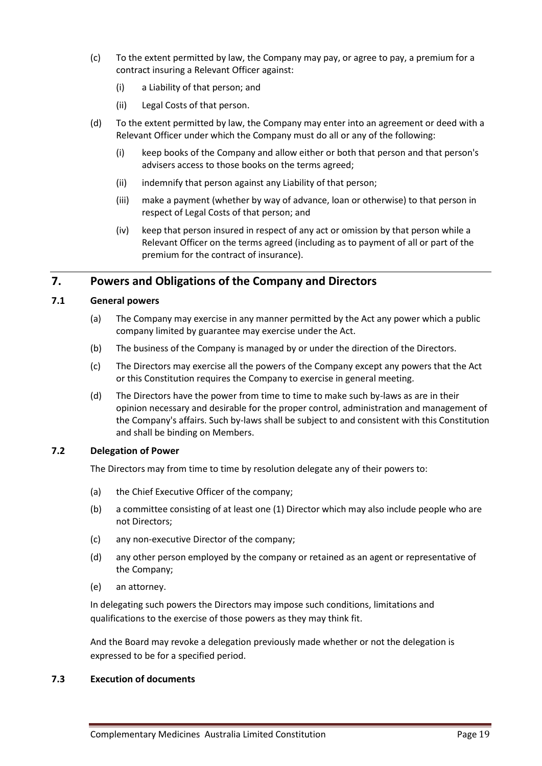(c) To the extent permitted by law, the Company may pay, or agree to pay, a premium for a contract insuring a Relevant Officer against:

  (i) a Liability of that person; and

  (ii) Legal Costs of that person.

(d) To the extent permitted by law, the Company may enter into an agreement or deed with a Relevant Officer under which the Company must do all or any of the following:

  (i) keep books of the Company and allow either or both that person and that person's advisers access to those books on the terms agreed;

  (ii) indemnify that person against any Liability of that person;

  (iii) make a payment (whether by way of advance, loan or otherwise) to that person in respect of Legal Costs of that person; and

  (iv) keep that person insured in respect of any act or omission by that person while a Relevant Officer on the terms agreed (including as to payment of all or part of the premium for the contract of insurance).

## 7. Powers and Obligations of the Company and Directors

### 7.1 General powers

(a) The Company may exercise in any manner permitted by the Act any power which a public company limited by guarantee may exercise under the Act.

(b) The business of the Company is managed by or under the direction of the Directors.

(c) The Directors may exercise all the powers of the Company except any powers that the Act or this Constitution requires the Company to exercise in general meeting.

(d) The Directors have the power from time to time to make such by-laws as are in their opinion necessary and desirable for the proper control, administration and management of the Company's affairs. Such by-laws shall be subject to and consistent with this Constitution and shall be binding on Members.

### 7.2 Delegation of Power

The Directors may from time to time by resolution delegate any of their powers to:

(a) the Chief Executive Officer of the company;

(b) a committee consisting of at least one (1) Director which may also include people who are not Directors;

(c) any non-executive Director of the company;

(d) any other person employed by the company or retained as an agent or representative of the Company;

(e) an attorney.

In delegating such powers the Directors may impose such conditions, limitations and qualifications to the exercise of those powers as they may think fit.

And the Board may revoke a delegation previously made whether or not the delegation is expressed to be for a specified period.

### 7.3 Execution of documents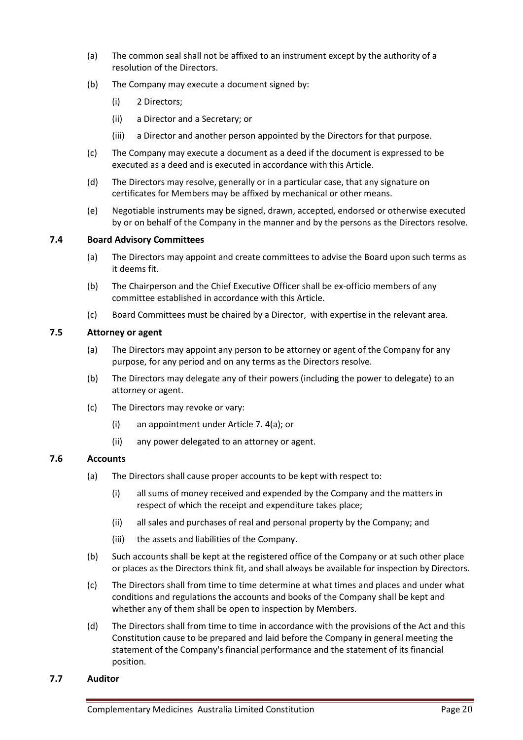(a) The common seal shall not be affixed to an instrument except by the authority of a resolution of the Directors.

(b) The Company may execute a document signed by:

   (i) 2 Directors;

   (ii) a Director and a Secretary; or

   (iii) a Director and another person appointed by the Directors for that purpose.

(c) The Company may execute a document as a deed if the document is expressed to be executed as a deed and is executed in accordance with this Article.

(d) The Directors may resolve, generally or in a particular case, that any signature on certificates for Members may be affixed by mechanical or other means.

(e) Negotiable instruments may be signed, drawn, accepted, endorsed or otherwise executed by or on behalf of the Company in the manner and by the persons as the Directors resolve.

### 7.4 Board Advisory Committees

(a) The Directors may appoint and create committees to advise the Board upon such terms as it deems fit.

(b) The Chairperson and the Chief Executive Officer shall be ex-officio members of any committee established in accordance with this Article.

(c) Board Committees must be chaired by a Director, with expertise in the relevant area.

### 7.5 Attorney or agent

(a) The Directors may appoint any person to be attorney or agent of the Company for any purpose, for any period and on any terms as the Directors resolve.

(b) The Directors may delegate any of their powers (including the power to delegate) to an attorney or agent.

(c) The Directors may revoke or vary:

   (i) an appointment under Article 7. 4(a); or

   (ii) any power delegated to an attorney or agent.

### 7.6 Accounts

(a) The Directors shall cause proper accounts to be kept with respect to:

   (i) all sums of money received and expended by the Company and the matters in respect of which the receipt and expenditure takes place;

   (ii) all sales and purchases of real and personal property by the Company; and

   (iii) the assets and liabilities of the Company.

(b) Such accounts shall be kept at the registered office of the Company or at such other place or places as the Directors think fit, and shall always be available for inspection by Directors.

(c) The Directors shall from time to time determine at what times and places and under what conditions and regulations the accounts and books of the Company shall be kept and whether any of them shall be open to inspection by Members.

(d) The Directors shall from time to time in accordance with the provisions of the Act and this Constitution cause to be prepared and laid before the Company in general meeting the statement of the Company's financial performance and the statement of its financial position.

### 7.7 Auditor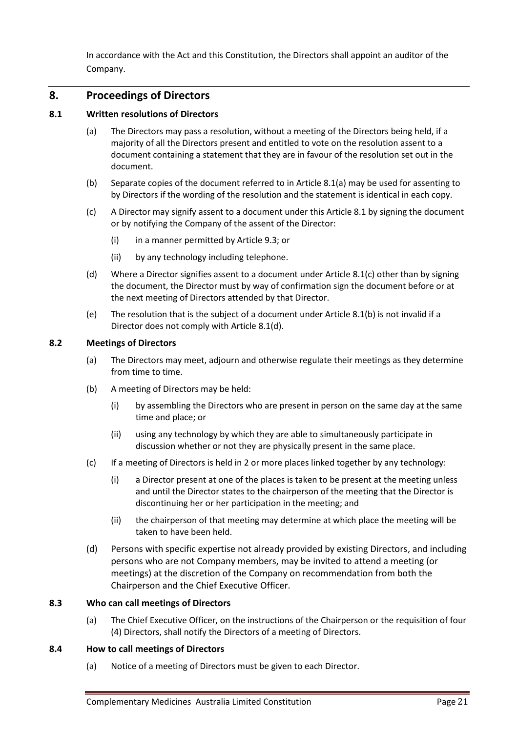In accordance with the Act and this Constitution, the Directors shall appoint an auditor of the Company.

## 8. Proceedings of Directors

### 8.1 Written resolutions of Directors

(a) The Directors may pass a resolution, without a meeting of the Directors being held, if a majority of all the Directors present and entitled to vote on the resolution assent to a document containing a statement that they are in favour of the resolution set out in the document.

(b) Separate copies of the document referred to in Article 8.1(a) may be used for assenting to by Directors if the wording of the resolution and the statement is identical in each copy.

(c) A Director may signify assent to a document under this Article 8.1 by signing the document or by notifying the Company of the assent of the Director:

(i) in a manner permitted by Article 9.3; or

(ii) by any technology including telephone.

(d) Where a Director signifies assent to a document under Article 8.1(c) other than by signing the document, the Director must by way of confirmation sign the document before or at the next meeting of Directors attended by that Director.

(e) The resolution that is the subject of a document under Article 8.1(b) is not invalid if a Director does not comply with Article 8.1(d).

### 8.2 Meetings of Directors

(a) The Directors may meet, adjourn and otherwise regulate their meetings as they determine from time to time.

(b) A meeting of Directors may be held:

(i) by assembling the Directors who are present in person on the same day at the same time and place; or

(ii) using any technology by which they are able to simultaneously participate in discussion whether or not they are physically present in the same place.

(c) If a meeting of Directors is held in 2 or more places linked together by any technology:

(i) a Director present at one of the places is taken to be present at the meeting unless and until the Director states to the chairperson of the meeting that the Director is discontinuing her or her participation in the meeting; and

(ii) the chairperson of that meeting may determine at which place the meeting will be taken to have been held.

(d) Persons with specific expertise not already provided by existing Directors, and including persons who are not Company members, may be invited to attend a meeting (or meetings) at the discretion of the Company on recommendation from both the Chairperson and the Chief Executive Officer.

### 8.3 Who can call meetings of Directors

(a) The Chief Executive Officer, on the instructions of the Chairperson or the requisition of four (4) Directors, shall notify the Directors of a meeting of Directors.

### 8.4 How to call meetings of Directors

(a) Notice of a meeting of Directors must be given to each Director.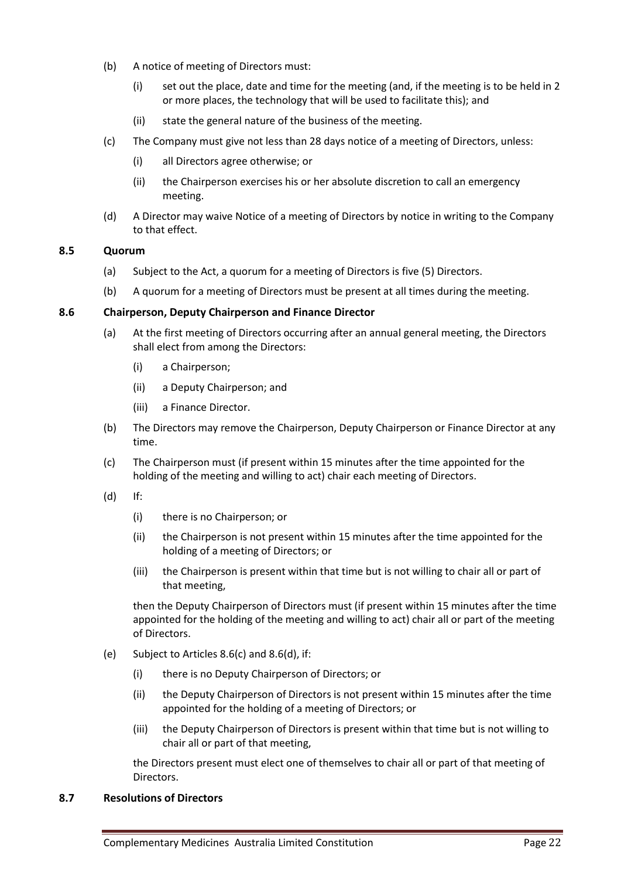(b) A notice of meeting of Directors must:

   (i) set out the place, date and time for the meeting (and, if the meeting is to be held in 2 or more places, the technology that will be used to facilitate this); and

   (ii) state the general nature of the business of the meeting.

(c) The Company must give not less than 28 days notice of a meeting of Directors, unless:

   (i) all Directors agree otherwise; or

   (ii) the Chairperson exercises his or her absolute discretion to call an emergency meeting.

(d) A Director may waive Notice of a meeting of Directors by notice in writing to the Company to that effect.

### 8.5 Quorum

(a) Subject to the Act, a quorum for a meeting of Directors is five (5) Directors.

(b) A quorum for a meeting of Directors must be present at all times during the meeting.

### 8.6 Chairperson, Deputy Chairperson and Finance Director

(a) At the first meeting of Directors occurring after an annual general meeting, the Directors shall elect from among the Directors:

   (i) a Chairperson;

   (ii) a Deputy Chairperson; and

   (iii) a Finance Director.

(b) The Directors may remove the Chairperson, Deputy Chairperson or Finance Director at any time.

(c) The Chairperson must (if present within 15 minutes after the time appointed for the holding of the meeting and willing to act) chair each meeting of Directors.

(d) If:

   (i) there is no Chairperson; or

   (ii) the Chairperson is not present within 15 minutes after the time appointed for the holding of a meeting of Directors; or

   (iii) the Chairperson is present within that time but is not willing to chair all or part of that meeting,

   then the Deputy Chairperson of Directors must (if present within 15 minutes after the time appointed for the holding of the meeting and willing to act) chair all or part of the meeting of Directors.

(e) Subject to Articles 8.6(c) and 8.6(d), if:

   (i) there is no Deputy Chairperson of Directors; or

   (ii) the Deputy Chairperson of Directors is not present within 15 minutes after the time appointed for the holding of a meeting of Directors; or

   (iii) the Deputy Chairperson of Directors is present within that time but is not willing to chair all or part of that meeting,

   the Directors present must elect one of themselves to chair all or part of that meeting of Directors.

### 8.7 Resolutions of Directors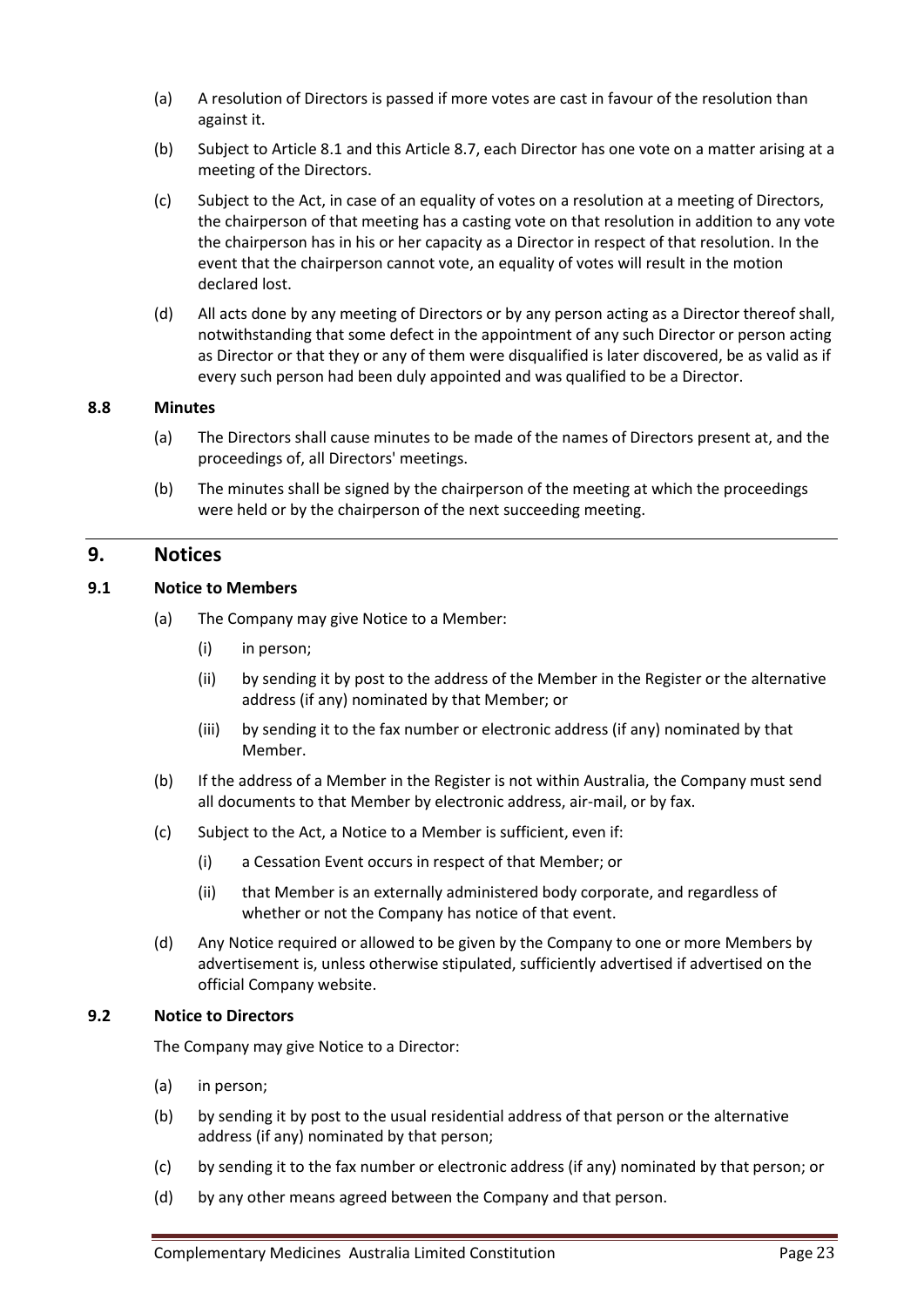(a) A resolution of Directors is passed if more votes are cast in favour of the resolution than against it.

(b) Subject to Article 8.1 and this Article 8.7, each Director has one vote on a matter arising at a meeting of the Directors.

(c) Subject to the Act, in case of an equality of votes on a resolution at a meeting of Directors, the chairperson of that meeting has a casting vote on that resolution in addition to any vote the chairperson has in his or her capacity as a Director in respect of that resolution. In the event that the chairperson cannot vote, an equality of votes will result in the motion declared lost.

(d) All acts done by any meeting of Directors or by any person acting as a Director thereof shall, notwithstanding that some defect in the appointment of any such Director or person acting as Director or that they or any of them were disqualified is later discovered, be as valid as if every such person had been duly appointed and was qualified to be a Director.

### 8.8 Minutes

(a) The Directors shall cause minutes to be made of the names of Directors present at, and the proceedings of, all Directors' meetings.

(b) The minutes shall be signed by the chairperson of the meeting at which the proceedings were held or by the chairperson of the next succeeding meeting.

## 9. Notices

### 9.1 Notice to Members

(a) The Company may give Notice to a Member:

  (i) in person;

  (ii) by sending it by post to the address of the Member in the Register or the alternative address (if any) nominated by that Member; or

  (iii) by sending it to the fax number or electronic address (if any) nominated by that Member.

(b) If the address of a Member in the Register is not within Australia, the Company must send all documents to that Member by electronic address, air-mail, or by fax.

(c) Subject to the Act, a Notice to a Member is sufficient, even if:

  (i) a Cessation Event occurs in respect of that Member; or

  (ii) that Member is an externally administered body corporate, and regardless of whether or not the Company has notice of that event.

(d) Any Notice required or allowed to be given by the Company to one or more Members by advertisement is, unless otherwise stipulated, sufficiently advertised if advertised on the official Company website.

### 9.2 Notice to Directors

The Company may give Notice to a Director:

(a) in person;

(b) by sending it by post to the usual residential address of that person or the alternative address (if any) nominated by that person;

(c) by sending it to the fax number or electronic address (if any) nominated by that person; or

(d) by any other means agreed between the Company and that person.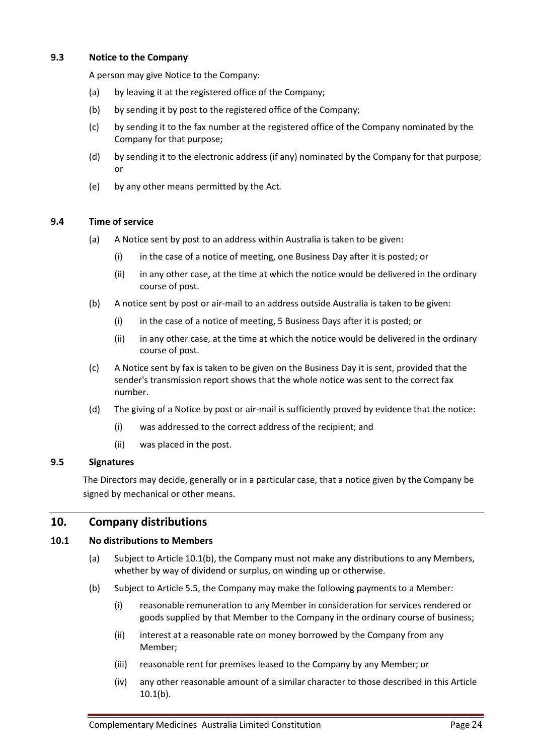### 9.3 Notice to the Company

A person may give Notice to the Company:

(a) by leaving it at the registered office of the Company;

(b) by sending it by post to the registered office of the Company;

(c) by sending it to the fax number at the registered office of the Company nominated by the Company for that purpose;

(d) by sending it to the electronic address (if any) nominated by the Company for that purpose; or

(e) by any other means permitted by the Act.

### 9.4 Time of service

(a) A Notice sent by post to an address within Australia is taken to be given:

  (i) in the case of a notice of meeting, one Business Day after it is posted; or

  (ii) in any other case, at the time at which the notice would be delivered in the ordinary course of post.

(b) A notice sent by post or air-mail to an address outside Australia is taken to be given:

  (i) in the case of a notice of meeting, 5 Business Days after it is posted; or

  (ii) in any other case, at the time at which the notice would be delivered in the ordinary course of post.

(c) A Notice sent by fax is taken to be given on the Business Day it is sent, provided that the sender's transmission report shows that the whole notice was sent to the correct fax number.

(d) The giving of a Notice by post or air-mail is sufficiently proved by evidence that the notice:

  (i) was addressed to the correct address of the recipient; and

  (ii) was placed in the post.

### 9.5 Signatures

The Directors may decide, generally or in a particular case, that a notice given by the Company be signed by mechanical or other means.

## 10. Company distributions

### 10.1 No distributions to Members

(a) Subject to Article 10.1(b), the Company must not make any distributions to any Members, whether by way of dividend or surplus, on winding up or otherwise.

(b) Subject to Article 5.5, the Company may make the following payments to a Member:

  (i) reasonable remuneration to any Member in consideration for services rendered or goods supplied by that Member to the Company in the ordinary course of business;

  (ii) interest at a reasonable rate on money borrowed by the Company from any Member;

  (iii) reasonable rent for premises leased to the Company by any Member; or

  (iv) any other reasonable amount of a similar character to those described in this Article 10.1(b).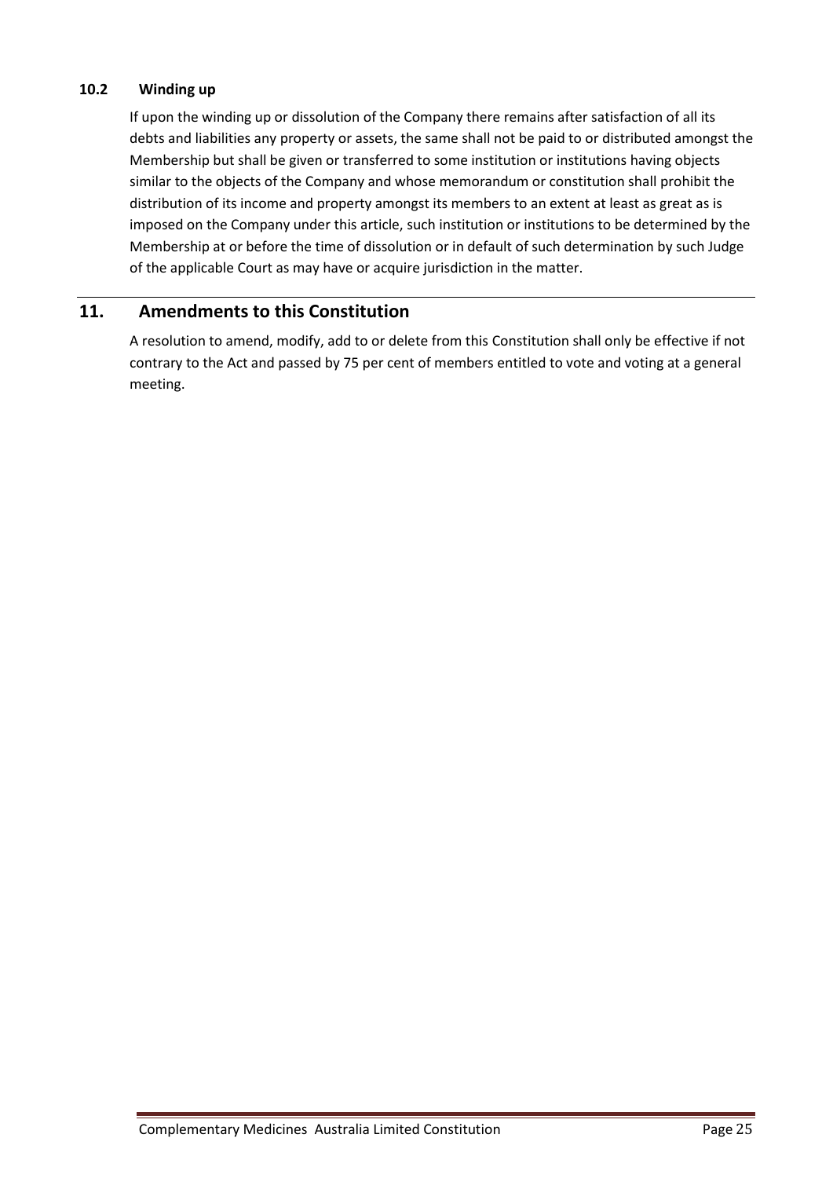### 10.2 Winding up

If upon the winding up or dissolution of the Company there remains after satisfaction of all its debts and liabilities any property or assets, the same shall not be paid to or distributed amongst the Membership but shall be given or transferred to some institution or institutions having objects similar to the objects of the Company and whose memorandum or constitution shall prohibit the distribution of its income and property amongst its members to an extent at least as great as is imposed on the Company under this article, such institution or institutions to be determined by the Membership at or before the time of dissolution or in default of such determination by such Judge of the applicable Court as may have or acquire jurisdiction in the matter.

## 11. Amendments to this Constitution

A resolution to amend, modify, add to or delete from this Constitution shall only be effective if not contrary to the Act and passed by 75 per cent of members entitled to vote and voting at a general meeting.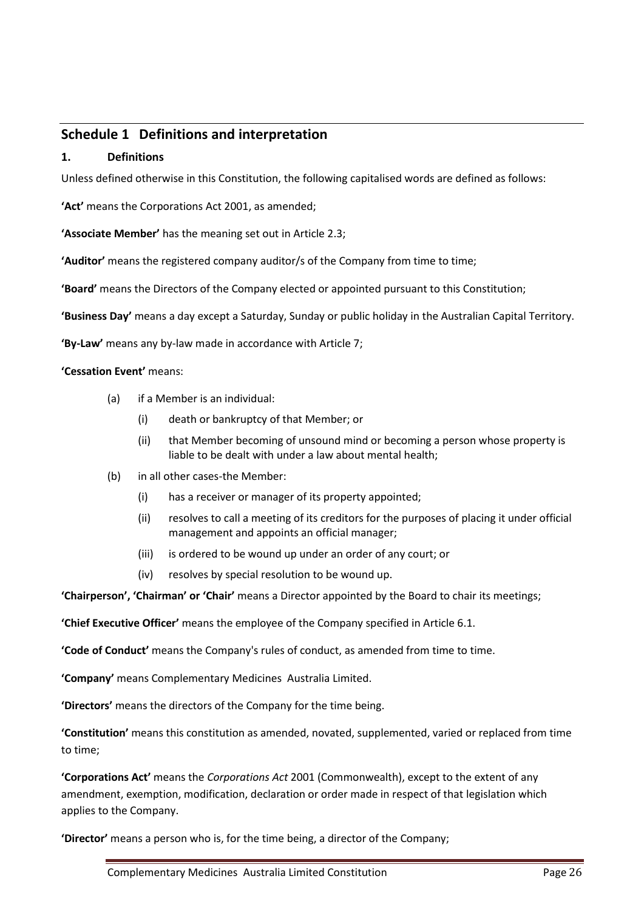## Schedule 1 Definitions and interpretation

### 1. Definitions

Unless defined otherwise in this Constitution, the following capitalised words are defined as follows:

**'Act'** means the Corporations Act 2001, as amended;

**'Associate Member'** has the meaning set out in Article 2.3;

**'Auditor'** means the registered company auditor/s of the Company from time to time;

**'Board'** means the Directors of the Company elected or appointed pursuant to this Constitution;

**'Business Day'** means a day except a Saturday, Sunday or public holiday in the Australian Capital Territory.

**'By-Law'** means any by-law made in accordance with Article 7;

**'Cessation Event'** means:

- (a) if a Member is an individual:
  - (i) death or bankruptcy of that Member; or
  - (ii) that Member becoming of unsound mind or becoming a person whose property is liable to be dealt with under a law about mental health;
- (b) in all other cases-the Member:
  - (i) has a receiver or manager of its property appointed;
  - (ii) resolves to call a meeting of its creditors for the purposes of placing it under official management and appoints an official manager;
  - (iii) is ordered to be wound up under an order of any court; or
  - (iv) resolves by special resolution to be wound up.

**'Chairperson', 'Chairman' or 'Chair'** means a Director appointed by the Board to chair its meetings;

**'Chief Executive Officer'** means the employee of the Company specified in Article 6.1.

**'Code of Conduct'** means the Company's rules of conduct, as amended from time to time.

**'Company'** means Complementary Medicines Australia Limited.

**'Directors'** means the directors of the Company for the time being.

**'Constitution'** means this constitution as amended, novated, supplemented, varied or replaced from time to time;

**'Corporations Act'** means the *Corporations Act* 2001 (Commonwealth), except to the extent of any amendment, exemption, modification, declaration or order made in respect of that legislation which applies to the Company.

**'Director'** means a person who is, for the time being, a director of the Company;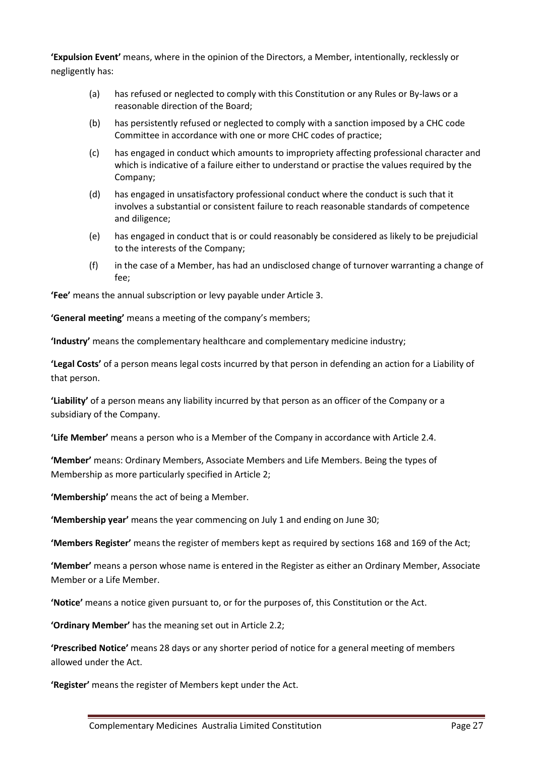**'Expulsion Event'** means, where in the opinion of the Directors, a Member, intentionally, recklessly or negligently has:

(a) has refused or neglected to comply with this Constitution or any Rules or By-laws or a reasonable direction of the Board;

(b) has persistently refused or neglected to comply with a sanction imposed by a CHC code Committee in accordance with one or more CHC codes of practice;

(c) has engaged in conduct which amounts to impropriety affecting professional character and which is indicative of a failure either to understand or practise the values required by the Company;

(d) has engaged in unsatisfactory professional conduct where the conduct is such that it involves a substantial or consistent failure to reach reasonable standards of competence and diligence;

(e) has engaged in conduct that is or could reasonably be considered as likely to be prejudicial to the interests of the Company;

(f) in the case of a Member, has had an undisclosed change of turnover warranting a change of fee;

**'Fee'** means the annual subscription or levy payable under Article 3.

**'General meeting'** means a meeting of the company's members;

**'Industry'** means the complementary healthcare and complementary medicine industry;

**'Legal Costs'** of a person means legal costs incurred by that person in defending an action for a Liability of that person.

**'Liability'** of a person means any liability incurred by that person as an officer of the Company or a subsidiary of the Company.

**'Life Member'** means a person who is a Member of the Company in accordance with Article 2.4.

**'Member'** means: Ordinary Members, Associate Members and Life Members. Being the types of Membership as more particularly specified in Article 2;

**'Membership'** means the act of being a Member.

**'Membership year'** means the year commencing on July 1 and ending on June 30;

**'Members Register'** means the register of members kept as required by sections 168 and 169 of the Act;

**'Member'** means a person whose name is entered in the Register as either an Ordinary Member, Associate Member or a Life Member.

**'Notice'** means a notice given pursuant to, or for the purposes of, this Constitution or the Act.

**'Ordinary Member'** has the meaning set out in Article 2.2;

**'Prescribed Notice'** means 28 days or any shorter period of notice for a general meeting of members allowed under the Act.

**'Register'** means the register of Members kept under the Act.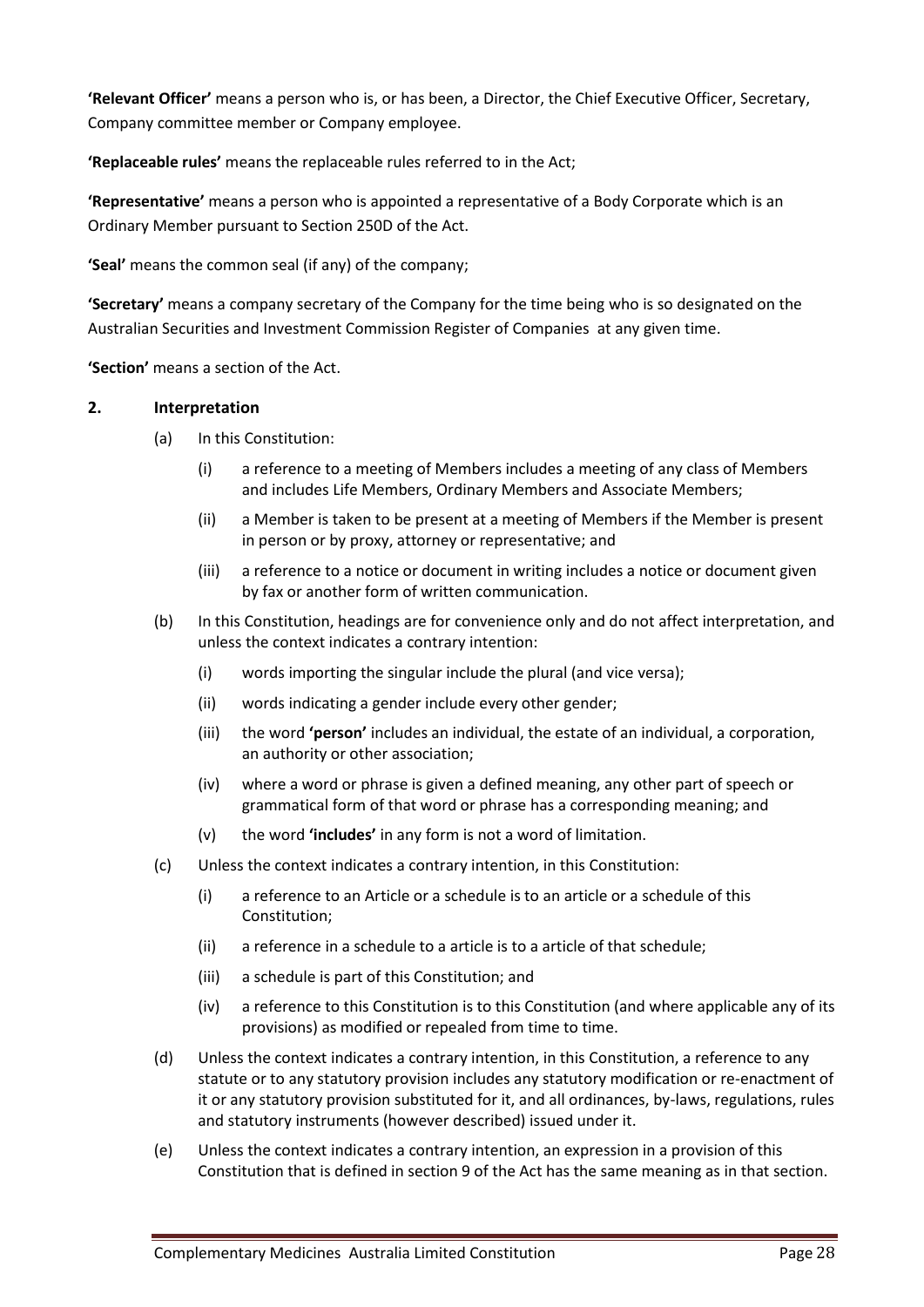**'Relevant Officer'** means a person who is, or has been, a Director, the Chief Executive Officer, Secretary, Company committee member or Company employee.

**'Replaceable rules'** means the replaceable rules referred to in the Act;

**'Representative'** means a person who is appointed a representative of a Body Corporate which is an Ordinary Member pursuant to Section 250D of the Act.

**'Seal'** means the common seal (if any) of the company;

**'Secretary'** means a company secretary of the Company for the time being who is so designated on the Australian Securities and Investment Commission Register of Companies at any given time.

**'Section'** means a section of the Act.

## 2. Interpretation

(a) In this Constitution:

  (i) a reference to a meeting of Members includes a meeting of any class of Members and includes Life Members, Ordinary Members and Associate Members;

  (ii) a Member is taken to be present at a meeting of Members if the Member is present in person or by proxy, attorney or representative; and

  (iii) a reference to a notice or document in writing includes a notice or document given by fax or another form of written communication.

(b) In this Constitution, headings are for convenience only and do not affect interpretation, and unless the context indicates a contrary intention:

  (i) words importing the singular include the plural (and vice versa);

  (ii) words indicating a gender include every other gender;

  (iii) the word **'person'** includes an individual, the estate of an individual, a corporation, an authority or other association;

  (iv) where a word or phrase is given a defined meaning, any other part of speech or grammatical form of that word or phrase has a corresponding meaning; and

  (v) the word **'includes'** in any form is not a word of limitation.

(c) Unless the context indicates a contrary intention, in this Constitution:

  (i) a reference to an Article or a schedule is to an article or a schedule of this Constitution;

  (ii) a reference in a schedule to a article is to a article of that schedule;

  (iii) a schedule is part of this Constitution; and

  (iv) a reference to this Constitution is to this Constitution (and where applicable any of its provisions) as modified or repealed from time to time.

(d) Unless the context indicates a contrary intention, in this Constitution, a reference to any statute or to any statutory provision includes any statutory modification or re-enactment of it or any statutory provision substituted for it, and all ordinances, by-laws, regulations, rules and statutory instruments (however described) issued under it.

(e) Unless the context indicates a contrary intention, an expression in a provision of this Constitution that is defined in section 9 of the Act has the same meaning as in that section.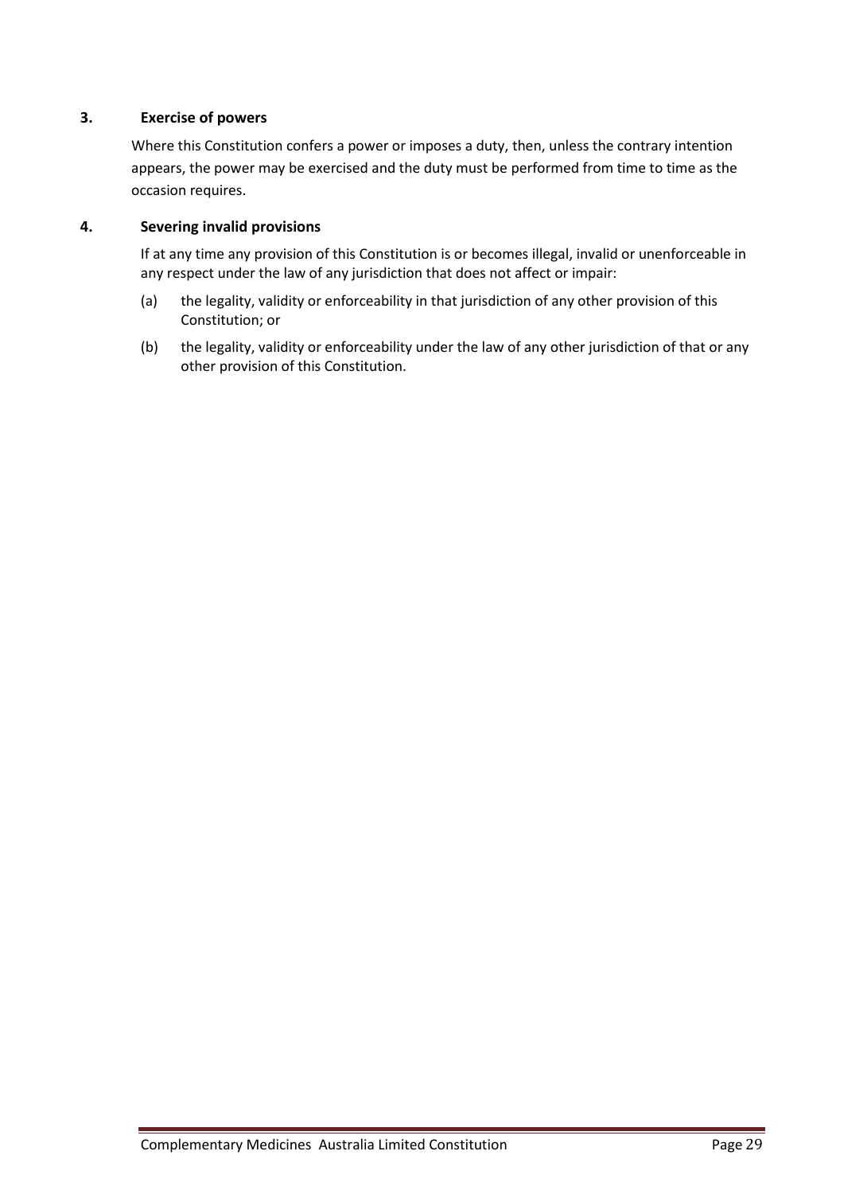### 3. Exercise of powers

Where this Constitution confers a power or imposes a duty, then, unless the contrary intention appears, the power may be exercised and the duty must be performed from time to time as the occasion requires.

### 4. Severing invalid provisions

If at any time any provision of this Constitution is or becomes illegal, invalid or unenforceable in any respect under the law of any jurisdiction that does not affect or impair:

(a) the legality, validity or enforceability in that jurisdiction of any other provision of this Constitution; or

(b) the legality, validity or enforceability under the law of any other jurisdiction of that or any other provision of this Constitution.